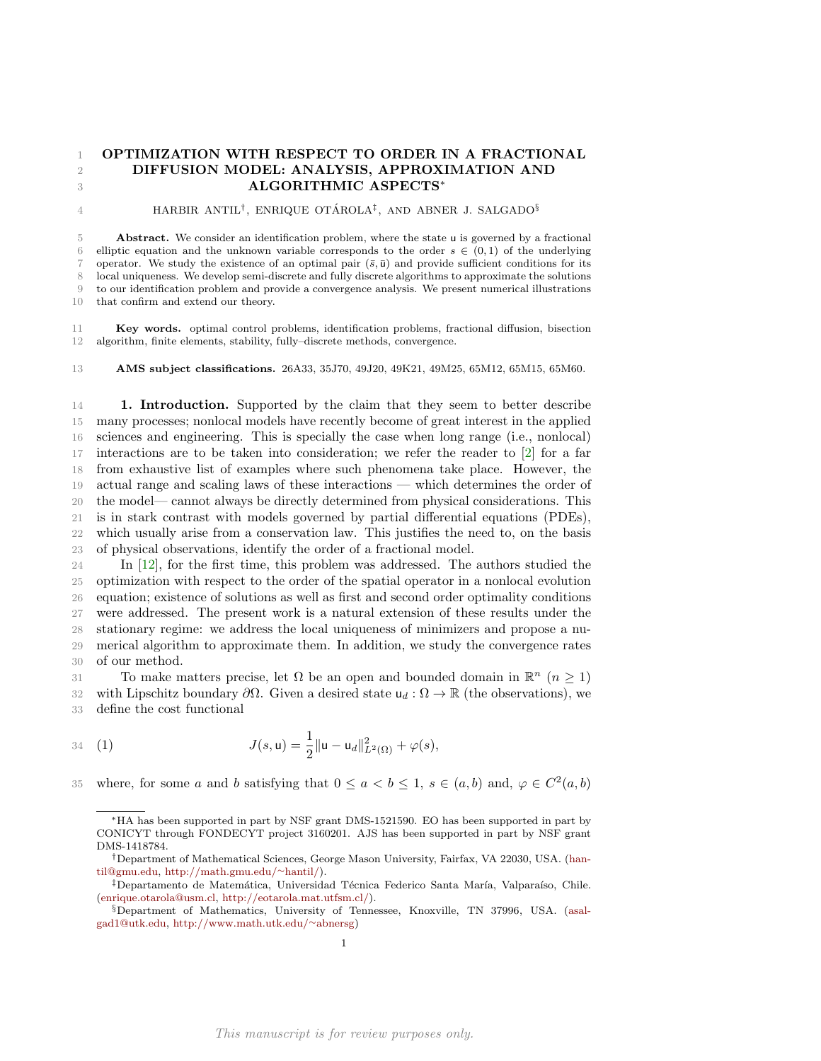# OPTIMIZATION WITH RESPECT TO ORDER IN A FRACTIONAL DIFFUSION MODEL: ANALYSIS, APPROXIMATION AND ALGORITHMIC ASPECTS*

HARBIR ANTIL†, ENRIQUE OTÁROLA‡, AND ABNER J. SALGADO§

**Abstract.** We consider an identification problem, where the state $\mathsf{u}$ is governed by a fractional elliptic equation and the unknown variable corresponds to the order $s \in (0,1)$ of the underlying operator. We study the existence of an optimal pair $(\bar{s}, \bar{\mathsf{u}})$ and provide sufficient conditions for its local uniqueness. We develop semi-discrete and fully discrete algorithms to approximate the solutions to our identification problem and provide a convergence analysis. We present numerical illustrations that confirm and extend our theory.

**Key words.** optimal control problems, identification problems, fractional diffusion, bisection algorithm, finite elements, stability, fully–discrete methods, convergence.

**AMS subject classifications.** 26A33, 35J70, 49J20, 49K21, 49M25, 65M12, 65M15, 65M60.

## 1. Introduction.

Supported by the claim that they seem to better describe many processes; nonlocal models have recently become of great interest in the applied sciences and engineering. This is specially the case when long range (i.e., nonlocal) interactions are to be taken into consideration; we refer the reader to [2] for a far from exhaustive list of examples where such phenomena take place. However, the actual range and scaling laws of these interactions — which determines the order of the model— cannot always be directly determined from physical considerations. This is in stark contrast with models governed by partial differential equations (PDEs), which usually arise from a conservation law. This justifies the need to, on the basis of physical observations, identify the order of a fractional model.

In [12], for the first time, this problem was addressed. The authors studied the optimization with respect to the order of the spatial operator in a nonlocal evolution equation; existence of solutions as well as first and second order optimality conditions were addressed. The present work is a natural extension of these results under the stationary regime: we address the local uniqueness of minimizers and propose a numerical algorithm to approximate them. In addition, we study the convergence rates of our method.

To make matters precise, let $\Omega$ be an open and bounded domain in $\mathbb{R}^n$ $(n \geq 1)$ with Lipschitz boundary $\partial\Omega$. Given a desired state $\mathsf{u}_d : \Omega \to \mathbb{R}$ (the observations), we define the cost functional

$$J(s, \mathsf{u}) = \frac{1}{2}\|\mathsf{u} - \mathsf{u}_d\|^2_{L^2(\Omega)} + \varphi(s), \tag{1}$$

where, for some $a$ and $b$ satisfying that $0 \leq a < b \leq 1$, $s \in (a, b)$ and, $\varphi \in C^2(a, b)$

---

*HA has been supported in part by NSF grant DMS-1521590. EO has been supported in part by CONICYT through FONDECYT project 3160201. AJS has been supported in part by NSF grant DMS-1418784.

†Department of Mathematical Sciences, George Mason University, Fairfax, VA 22030, USA. (hantil@gmu.edu, http://math.gmu.edu/~hantil/).

‡Departamento de Matemática, Universidad Técnica Federico Santa María, Valparaíso, Chile. (enrique.otarola@usm.cl, http://eotarola.mat.utfsm.cl/).

§Department of Mathematics, University of Tennessee, Knoxville, TN 37996, USA. (asalgad1@utk.edu, http://www.math.utk.edu/~abnersg)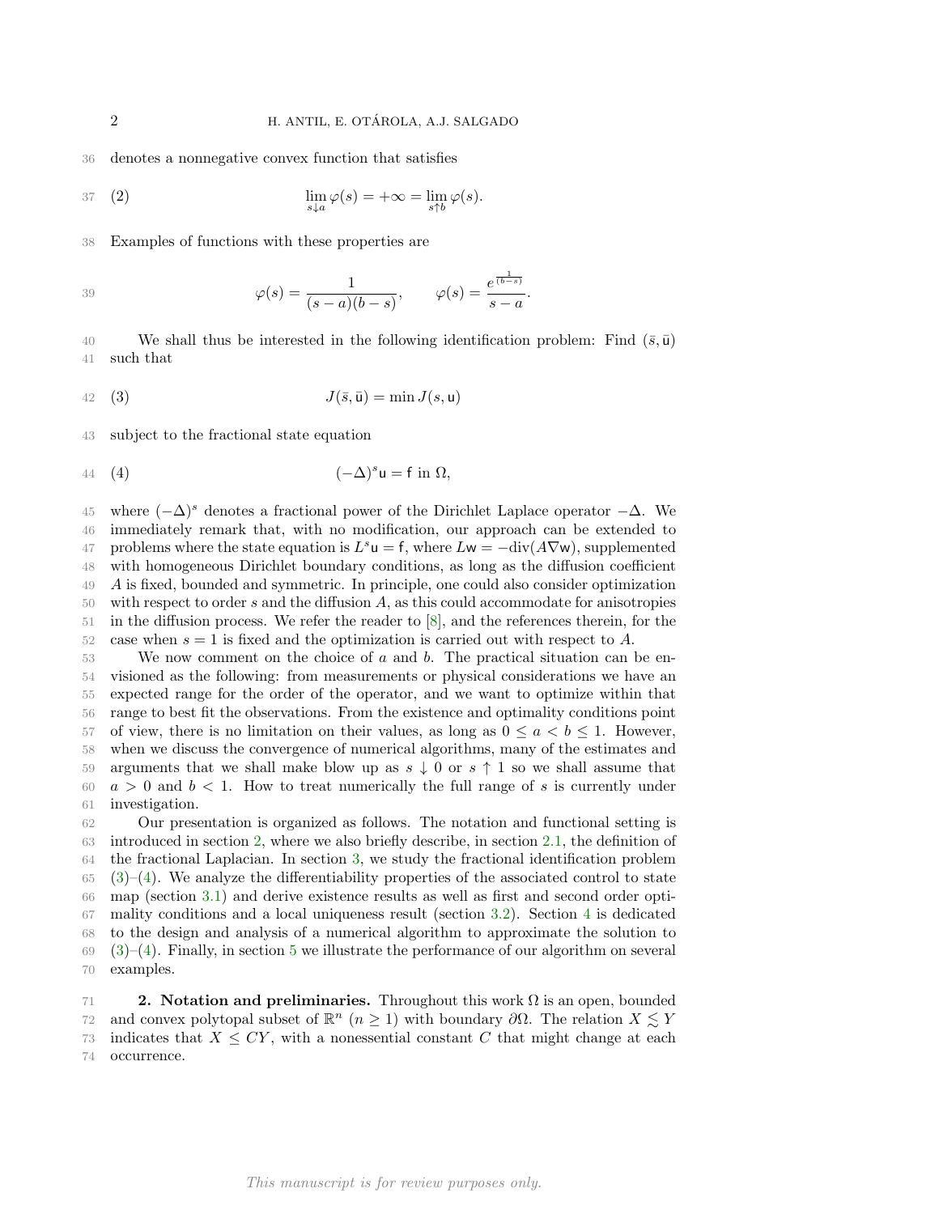denotes a nonnegative convex function that satisfies

$$\lim_{s \downarrow a} \varphi(s) = +\infty = \lim_{s \uparrow b} \varphi(s). \tag{2}$$

Examples of functions with these properties are

$$\varphi(s) = \frac{1}{(s-a)(b-s)}, \qquad \varphi(s) = \frac{e^{\frac{1}{(b-s)}}}{s-a}.$$

We shall thus be interested in the following identification problem: Find $(\bar{s}, \bar{\mathsf{u}})$ such that

$$J(\bar{s}, \bar{\mathsf{u}}) = \min J(s, \mathsf{u}) \tag{3}$$

subject to the fractional state equation

$$(-\Delta)^s \mathsf{u} = \mathsf{f} \text{ in } \Omega, \tag{4}$$

where $(-\Delta)^s$ denotes a fractional power of the Dirichlet Laplace operator $-\Delta$. We immediately remark that, with no modification, our approach can be extended to problems where the state equation is $L^s \mathsf{u} = \mathsf{f}$, where $L\mathsf{w} = -\text{div}(A \nabla \mathsf{w})$, supplemented with homogeneous Dirichlet boundary conditions, as long as the diffusion coefficient $A$ is fixed, bounded and symmetric. In principle, one could also consider optimization with respect to order $s$ and the diffusion $A$, as this could accommodate for anisotropies in the diffusion process. We refer the reader to [8], and the references therein, for the case when $s = 1$ is fixed and the optimization is carried out with respect to $A$.

We now comment on the choice of $a$ and $b$. The practical situation can be envisioned as the following: from measurements or physical considerations we have an expected range for the order of the operator, and we want to optimize within that range to best fit the observations. From the existence and optimality conditions point of view, there is no limitation on their values, as long as $0 \leq a < b \leq 1$. However, when we discuss the convergence of numerical algorithms, many of the estimates and arguments that we shall make blow up as $s \downarrow 0$ or $s \uparrow 1$ so we shall assume that $a > 0$ and $b < 1$. How to treat numerically the full range of $s$ is currently under investigation.

Our presentation is organized as follows. The notation and functional setting is introduced in section 2, where we also briefly describe, in section 2.1, the definition of the fractional Laplacian. In section 3, we study the fractional identification problem (3)–(4). We analyze the differentiability properties of the associated control to state map (section 3.1) and derive existence results as well as first and second order optimality conditions and a local uniqueness result (section 3.2). Section 4 is dedicated to the design and analysis of a numerical algorithm to approximate the solution to (3)–(4). Finally, in section 5 we illustrate the performance of our algorithm on several examples.

## 2. Notation and preliminaries.

Throughout this work $\Omega$ is an open, bounded and convex polytopal subset of $\mathbb{R}^n$ ($n \geq 1$) with boundary $\partial\Omega$. The relation $X \lesssim Y$ indicates that $X \leq CY$, with a nonessential constant $C$ that might change at each occurrence.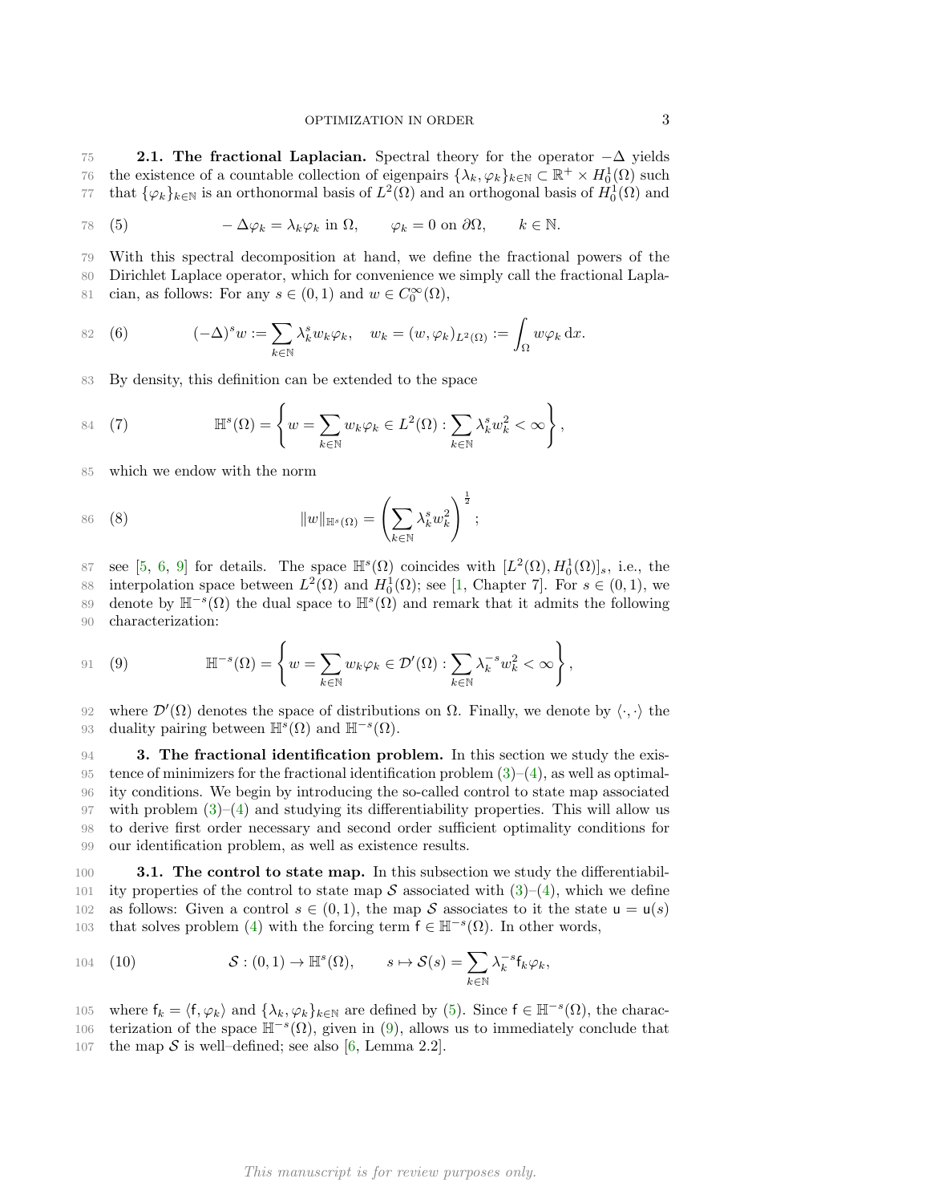**2.1. The fractional Laplacian.** Spectral theory for the operator $-\Delta$ yields the existence of a countable collection of eigenpairs $\{\lambda_k, \varphi_k\}_{k\in\mathbb{N}} \subset \mathbb{R}^+ \times H_0^1(\Omega)$ such that $\{\varphi_k\}_{k\in\mathbb{N}}$ is an orthonormal basis of $L^2(\Omega)$ and an orthogonal basis of $H_0^1(\Omega)$ and

$$
-\Delta\varphi_k = \lambda_k\varphi_k \text{ in } \Omega, \qquad \varphi_k = 0 \text{ on } \partial\Omega, \qquad k \in \mathbb{N}. \tag{5}
$$

With this spectral decomposition at hand, we define the fractional powers of the Dirichlet Laplace operator, which for convenience we simply call the fractional Laplacian, as follows: For any $s \in (0,1)$ and $w \in C_0^\infty(\Omega)$,

$$
(-\Delta)^s w := \sum_{k\in\mathbb{N}} \lambda_k^s w_k \varphi_k, \quad w_k = (w, \varphi_k)_{L^2(\Omega)} := \int_\Omega w\varphi_k \, \mathrm{d}x. \tag{6}
$$

By density, this definition can be extended to the space

$$
\mathbb{H}^s(\Omega) = \left\{ w = \sum_{k\in\mathbb{N}} w_k\varphi_k \in L^2(\Omega) : \sum_{k\in\mathbb{N}} \lambda_k^s w_k^2 < \infty \right\}, \tag{7}
$$

which we endow with the norm

$$
\|w\|_{\mathbb{H}^s(\Omega)} = \left( \sum_{k\in\mathbb{N}} \lambda_k^s w_k^2 \right)^{\frac{1}{2}}; \tag{8}
$$

see [5, 6, 9] for details. The space $\mathbb{H}^s(\Omega)$ coincides with $[L^2(\Omega), H_0^1(\Omega)]_s$, i.e., the interpolation space between $L^2(\Omega)$ and $H_0^1(\Omega)$; see [1, Chapter 7]. For $s \in (0,1)$, we denote by $\mathbb{H}^{-s}(\Omega)$ the dual space to $\mathbb{H}^s(\Omega)$ and remark that it admits the following characterization:

$$
\mathbb{H}^{-s}(\Omega) = \left\{ w = \sum_{k\in\mathbb{N}} w_k\varphi_k \in \mathcal{D}'(\Omega) : \sum_{k\in\mathbb{N}} \lambda_k^{-s} w_k^2 < \infty \right\}, \tag{9}
$$

where $\mathcal{D}'(\Omega)$ denotes the space of distributions on $\Omega$. Finally, we denote by $\langle\cdot,\cdot\rangle$ the duality pairing between $\mathbb{H}^s(\Omega)$ and $\mathbb{H}^{-s}(\Omega)$.

## 3. The fractional identification problem.

In this section we study the existence of minimizers for the fractional identification problem (3)–(4), as well as optimality conditions. We begin by introducing the so-called control to state map associated with problem (3)–(4) and studying its differentiability properties. This will allow us to derive first order necessary and second order sufficient optimality conditions for our identification problem, as well as existence results.

**3.1. The control to state map.** In this subsection we study the differentiability properties of the control to state map $\mathcal{S}$ associated with (3)–(4), which we define as follows: Given a control $s \in (0,1)$, the map $\mathcal{S}$ associates to it the state $\mathsf{u} = \mathsf{u}(s)$ that solves problem (4) with the forcing term $\mathsf{f} \in \mathbb{H}^{-s}(\Omega)$. In other words,

$$
\mathcal{S} : (0,1) \to \mathbb{H}^s(\Omega), \qquad s \mapsto \mathcal{S}(s) = \sum_{k\in\mathbb{N}} \lambda_k^{-s} \mathsf{f}_k \varphi_k, \tag{10}
$$

where $\mathsf{f}_k = \langle \mathsf{f}, \varphi_k \rangle$ and $\{\lambda_k, \varphi_k\}_{k\in\mathbb{N}}$ are defined by (5). Since $\mathsf{f} \in \mathbb{H}^{-s}(\Omega)$, the characterization of the space $\mathbb{H}^{-s}(\Omega)$, given in (9), allows us to immediately conclude that the map $\mathcal{S}$ is well–defined; see also [6, Lemma 2.2].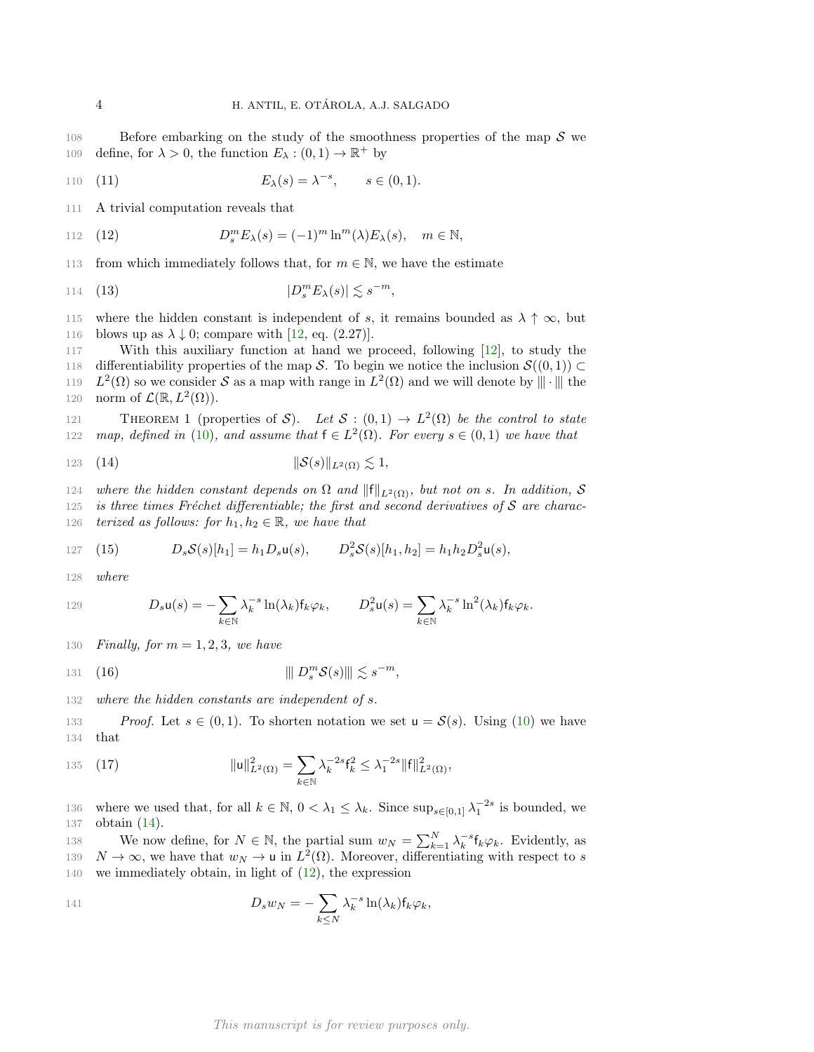Before embarking on the study of the smoothness properties of the map $\mathcal{S}$ we define, for $\lambda > 0$, the function $E_\lambda : (0,1) \to \mathbb{R}^+$ by

$$E_\lambda(s) = \lambda^{-s}, \qquad s \in (0,1). \tag{11}$$

A trivial computation reveals that

$$D_s^m E_\lambda(s) = (-1)^m \ln^m(\lambda) E_\lambda(s), \quad m \in \mathbb{N}, \tag{12}$$

from which immediately follows that, for $m \in \mathbb{N}$, we have the estimate

$$|D_s^m E_\lambda(s)| \lesssim s^{-m}, \tag{13}$$

where the hidden constant is independent of $s$, it remains bounded as $\lambda \uparrow \infty$, but blows up as $\lambda \downarrow 0$; compare with [12, eq. (2.27)].

With this auxiliary function at hand we proceed, following [12], to study the differentiability properties of the map $\mathcal{S}$. To begin we notice the inclusion $\mathcal{S}((0,1)) \subset L^2(\Omega)$ so we consider $\mathcal{S}$ as a map with range in $L^2(\Omega)$ and we will denote by $|||\cdot|||$ the norm of $\mathcal{L}(\mathbb{R}, L^2(\Omega))$.

Theorem 1 (properties of $\mathcal{S}$). *Let $\mathcal{S} : (0,1) \to L^2(\Omega)$ be the control to state map, defined in (10), and assume that $\mathsf{f} \in L^2(\Omega)$. For every $s \in (0,1)$ we have that*

$$\|\mathcal{S}(s)\|_{L^2(\Omega)} \lesssim 1, \tag{14}$$

*where the hidden constant depends on $\Omega$ and $\|\mathsf{f}\|_{L^2(\Omega)}$, but not on $s$. In addition, $\mathcal{S}$ is three times Fréchet differentiable; the first and second derivatives of $\mathcal{S}$ are characterized as follows: for $h_1, h_2 \in \mathbb{R}$, we have that*

$$D_s\mathcal{S}(s)[h_1] = h_1 D_s\mathsf{u}(s), \qquad D_s^2\mathcal{S}(s)[h_1, h_2] = h_1 h_2 D_s^2 \mathsf{u}(s), \tag{15}$$

*where*

$$D_s\mathsf{u}(s) = -\sum_{k\in\mathbb{N}} \lambda_k^{-s} \ln(\lambda_k) \mathsf{f}_k \varphi_k, \qquad D_s^2\mathsf{u}(s) = \sum_{k\in\mathbb{N}} \lambda_k^{-s} \ln^2(\lambda_k) \mathsf{f}_k \varphi_k.$$

*Finally, for $m = 1, 2, 3$, we have*

$$||| D_s^m \mathcal{S}(s) ||| \lesssim s^{-m}, \tag{16}$$

*where the hidden constants are independent of $s$.*

*Proof.* Let $s \in (0,1)$. To shorten notation we set $\mathsf{u} = \mathcal{S}(s)$. Using (10) we have that

$$\|\mathsf{u}\|^2_{L^2(\Omega)} = \sum_{k\in\mathbb{N}} \lambda_k^{-2s} \mathsf{f}_k^2 \le \lambda_1^{-2s} \|\mathsf{f}\|^2_{L^2(\Omega)}, \tag{17}$$

where we used that, for all $k \in \mathbb{N}$, $0 < \lambda_1 \le \lambda_k$. Since $\sup_{s\in[0,1]} \lambda_1^{-2s}$ is bounded, we obtain (14).

We now define, for $N \in \mathbb{N}$, the partial sum $w_N = \sum_{k=1}^N \lambda_k^{-s} \mathsf{f}_k \varphi_k$. Evidently, as $N \to \infty$, we have that $w_N \to \mathsf{u}$ in $L^2(\Omega)$. Moreover, differentiating with respect to $s$ we immediately obtain, in light of (12), the expression

$$D_s w_N = -\sum_{k \le N} \lambda_k^{-s} \ln(\lambda_k) \mathsf{f}_k \varphi_k,$$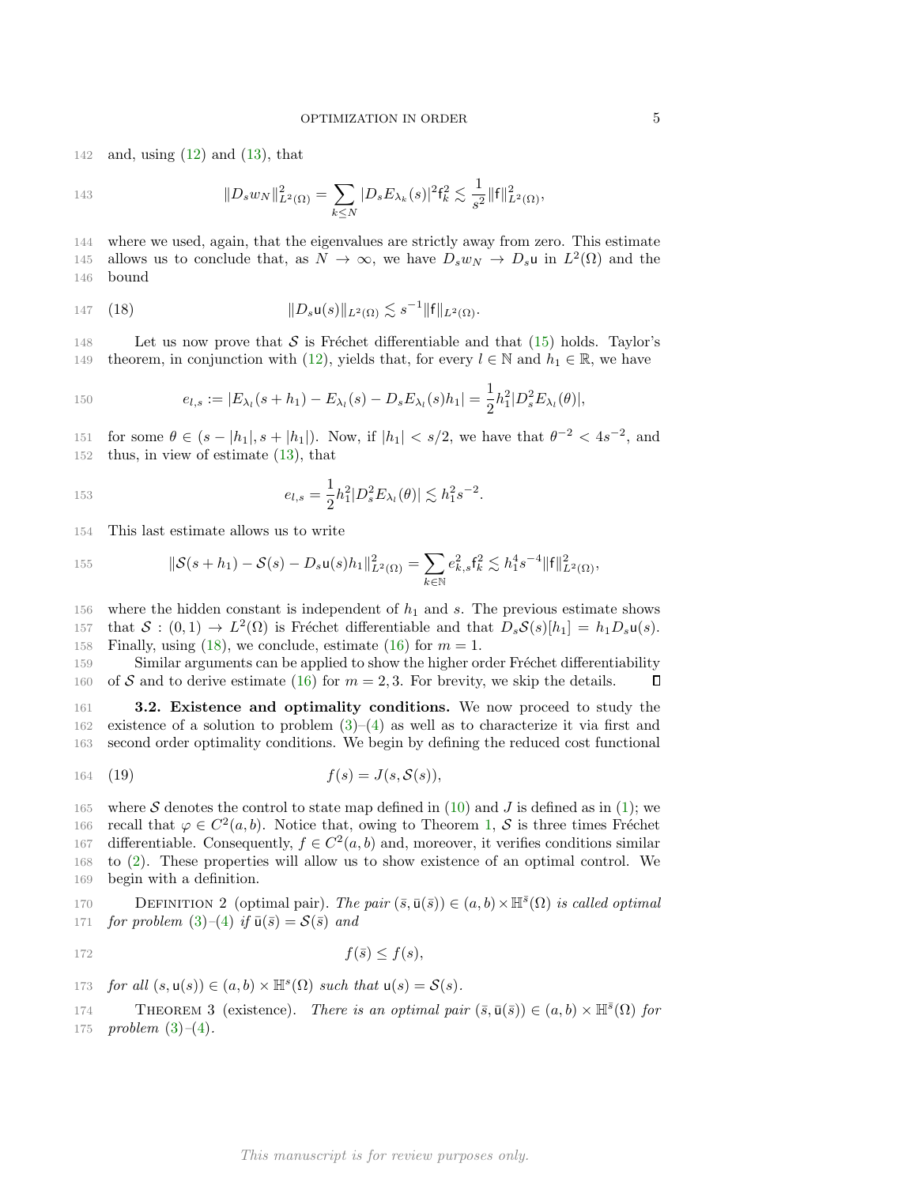and, using (12) and (13), that

$$\|D_s w_N\|^2_{L^2(\Omega)} = \sum_{k \leq N} |D_s E_{\lambda_k}(s)|^2 \mathsf{f}_k^2 \lesssim \frac{1}{s^2} \|\mathsf{f}\|^2_{L^2(\Omega)},$$

where we used, again, that the eigenvalues are strictly away from zero. This estimate allows us to conclude that, as $N \to \infty$, we have $D_s w_N \to D_s \mathsf{u}$ in $L^2(\Omega)$ and the bound

$$\|D_s \mathsf{u}(s)\|_{L^2(\Omega)} \lesssim s^{-1} \|\mathsf{f}\|_{L^2(\Omega)}. \tag{18}$$

Let us now prove that $\mathcal{S}$ is Fréchet differentiable and that (15) holds. Taylor's theorem, in conjunction with (12), yields that, for every $l \in \mathbb{N}$ and $h_1 \in \mathbb{R}$, we have

$$e_{l,s} := |E_{\lambda_l}(s + h_1) - E_{\lambda_l}(s) - D_s E_{\lambda_l}(s) h_1| = \frac{1}{2} h_1^2 |D_s^2 E_{\lambda_l}(\theta)|,$$

for some $\theta \in (s - |h_1|, s + |h_1|)$. Now, if $|h_1| < s/2$, we have that $\theta^{-2} < 4s^{-2}$, and thus, in view of estimate (13), that

$$e_{l,s} = \frac{1}{2} h_1^2 |D_s^2 E_{\lambda_l}(\theta)| \lesssim h_1^2 s^{-2}.$$

This last estimate allows us to write

$$\|\mathcal{S}(s + h_1) - \mathcal{S}(s) - D_s \mathsf{u}(s) h_1\|^2_{L^2(\Omega)} = \sum_{k \in \mathbb{N}} e_{k,s}^2 \mathsf{f}_k^2 \lesssim h_1^4 s^{-4} \|\mathsf{f}\|^2_{L^2(\Omega)},$$

where the hidden constant is independent of $h_1$ and $s$. The previous estimate shows that $\mathcal{S} : (0, 1) \to L^2(\Omega)$ is Fréchet differentiable and that $D_s \mathcal{S}(s)[h_1] = h_1 D_s \mathsf{u}(s)$. Finally, using (18), we conclude, estimate (16) for $m = 1$.

Similar arguments can be applied to show the higher order Fréchet differentiability of $\mathcal{S}$ and to derive estimate (16) for $m = 2, 3$. For brevity, we skip the details. ∎

**3.2. Existence and optimality conditions.** We now proceed to study the existence of a solution to problem (3)–(4) as well as to characterize it via first and second order optimality conditions. We begin by defining the reduced cost functional

$$f(s) = J(s, \mathcal{S}(s)), \tag{19}$$

where $\mathcal{S}$ denotes the control to state map defined in (10) and $J$ is defined as in (1); we recall that $\varphi \in C^2(a, b)$. Notice that, owing to Theorem 1, $\mathcal{S}$ is three times Fréchet differentiable. Consequently, $f \in C^2(a, b)$ and, moreover, it verifies conditions similar to (2). These properties will allow us to show existence of an optimal control. We begin with a definition.

Definition 2 (optimal pair). *The pair $(\bar{s}, \bar{\mathsf{u}}(\bar{s})) \in (a, b) \times \mathbb{H}^{\bar{s}}(\Omega)$ is called optimal for problem (3)–(4) if $\bar{\mathsf{u}}(\bar{s}) = \mathcal{S}(\bar{s})$ and*

$$f(\bar{s}) \leq f(s),$$

*for all $(s, \mathsf{u}(s)) \in (a, b) \times \mathbb{H}^s(\Omega)$ such that $\mathsf{u}(s) = \mathcal{S}(s)$.*

Theorem 3 (existence). *There is an optimal pair $(\bar{s}, \bar{\mathsf{u}}(\bar{s})) \in (a, b) \times \mathbb{H}^{\bar{s}}(\Omega)$ for problem (3)–(4).*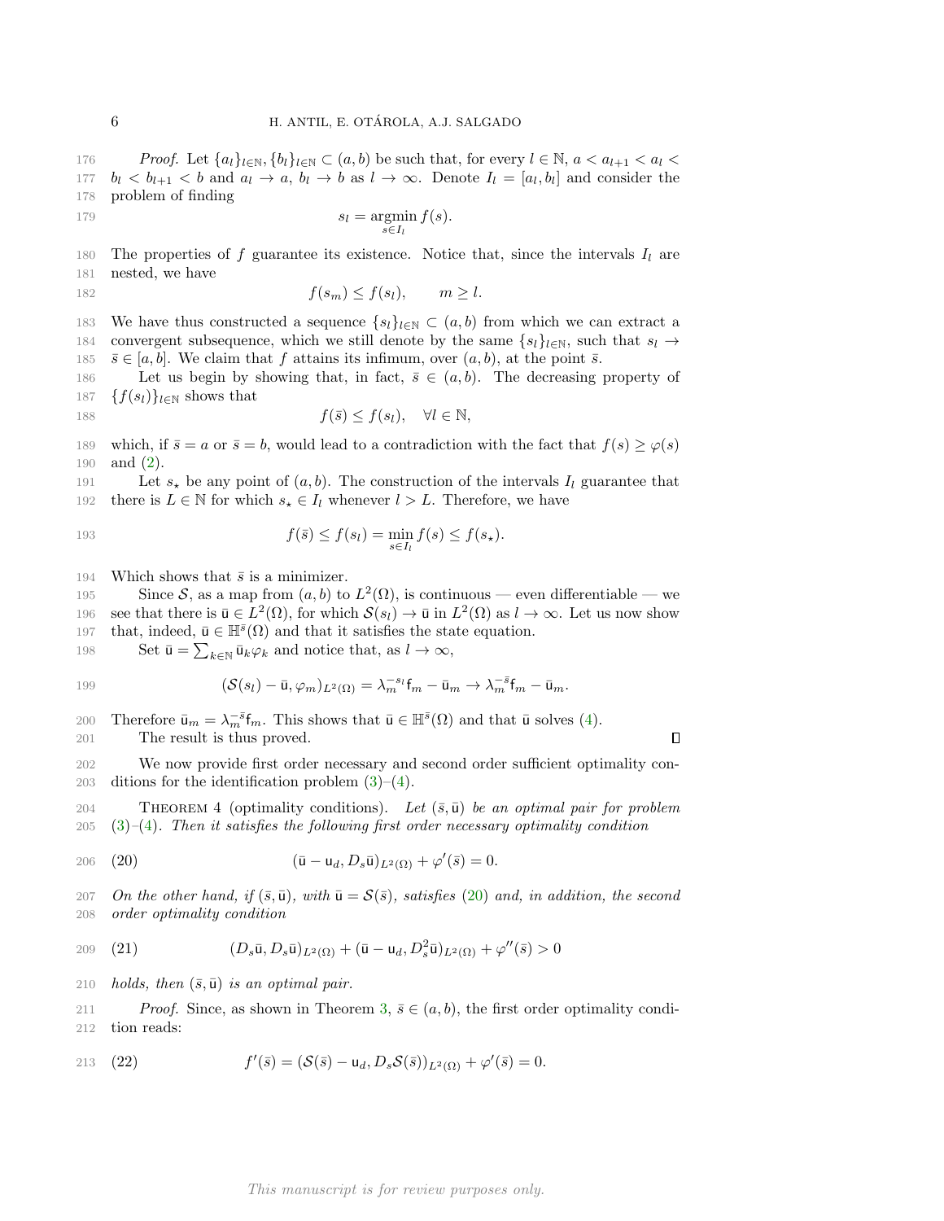*Proof.* Let $\{a_l\}_{l\in\mathbb{N}}, \{b_l\}_{l\in\mathbb{N}} \subset (a,b)$ be such that, for every $l \in \mathbb{N}$, $a < a_{l+1} < a_l < b_l < b_{l+1} < b$ and $a_l \to a$, $b_l \to b$ as $l \to \infty$. Denote $I_l = [a_l, b_l]$ and consider the problem of finding

$$s_l = \underset{s\in I_l}{\operatorname{argmin}}\, f(s).$$

The properties of $f$ guarantee its existence. Notice that, since the intervals $I_l$ are nested, we have

$$f(s_m) \leq f(s_l), \qquad m \geq l.$$

We have thus constructed a sequence $\{s_l\}_{l\in\mathbb{N}} \subset (a,b)$ from which we can extract a convergent subsequence, which we still denote by the same $\{s_l\}_{l\in\mathbb{N}}$, such that $s_l \to \bar{s} \in [a,b]$. We claim that $f$ attains its infimum, over $(a,b)$, at the point $\bar{s}$.

Let us begin by showing that, in fact, $\bar{s} \in (a,b)$. The decreasing property of $\{f(s_l)\}_{l\in\mathbb{N}}$ shows that

$$f(\bar{s}) \leq f(s_l), \quad \forall l \in \mathbb{N},$$

which, if $\bar{s} = a$ or $\bar{s} = b$, would lead to a contradiction with the fact that $f(s) \geq \varphi(s)$ and (2).

Let $s_\star$ be any point of $(a,b)$. The construction of the intervals $I_l$ guarantee that there is $L \in \mathbb{N}$ for which $s_\star \in I_l$ whenever $l > L$. Therefore, we have

$$f(\bar{s}) \leq f(s_l) = \min_{s\in I_l} f(s) \leq f(s_\star).$$

Which shows that $\bar{s}$ is a minimizer.

Since $\mathcal{S}$, as a map from $(a,b)$ to $L^2(\Omega)$, is continuous — even differentiable — we see that there is $\bar{\mathsf{u}} \in L^2(\Omega)$, for which $\mathcal{S}(s_l) \to \bar{\mathsf{u}}$ in $L^2(\Omega)$ as $l \to \infty$. Let us now show that, indeed, $\bar{\mathsf{u}} \in \mathbb{H}^{\bar{s}}(\Omega)$ and that it satisfies the state equation.

Set $\bar{\mathsf{u}} = \sum_{k\in\mathbb{N}} \bar{\mathsf{u}}_k \varphi_k$ and notice that, as $l \to \infty$,

$$(\mathcal{S}(s_l) - \bar{\mathsf{u}}, \varphi_m)_{L^2(\Omega)} = \lambda_m^{-s_l}\mathsf{f}_m - \bar{\mathsf{u}}_m \to \lambda_m^{-\bar{s}}\mathsf{f}_m - \bar{\mathsf{u}}_m.$$

Therefore $\bar{\mathsf{u}}_m = \lambda_m^{-\bar{s}}\mathsf{f}_m$. This shows that $\bar{\mathsf{u}} \in \mathbb{H}^{\bar{s}}(\Omega)$ and that $\bar{\mathsf{u}}$ solves (4).

The result is thus proved. ∎

We now provide first order necessary and second order sufficient optimality conditions for the identification problem (3)–(4).

THEOREM 4 (optimality conditions). *Let $(\bar{s}, \bar{\mathsf{u}})$ be an optimal pair for problem (3)–(4). Then it satisfies the following first order necessary optimality condition*

$$(\bar{\mathsf{u}} - \mathsf{u}_d, D_s\bar{\mathsf{u}})_{L^2(\Omega)} + \varphi'(\bar{s}) = 0. \tag{20}$$

*On the other hand, if $(\bar{s}, \bar{\mathsf{u}})$, with $\bar{\mathsf{u}} = \mathcal{S}(\bar{s})$, satisfies (20) and, in addition, the second order optimality condition*

$$(D_s\bar{\mathsf{u}}, D_s\bar{\mathsf{u}})_{L^2(\Omega)} + (\bar{\mathsf{u}} - \mathsf{u}_d, D_s^2\bar{\mathsf{u}})_{L^2(\Omega)} + \varphi''(\bar{s}) > 0 \tag{21}$$

*holds, then $(\bar{s}, \bar{\mathsf{u}})$ is an optimal pair.*

*Proof.* Since, as shown in Theorem 3, $\bar{s} \in (a,b)$, the first order optimality condition reads:

$$f'(\bar{s}) = (\mathcal{S}(\bar{s}) - \mathsf{u}_d, D_s\mathcal{S}(\bar{s}))_{L^2(\Omega)} + \varphi'(\bar{s}) = 0. \tag{22}$$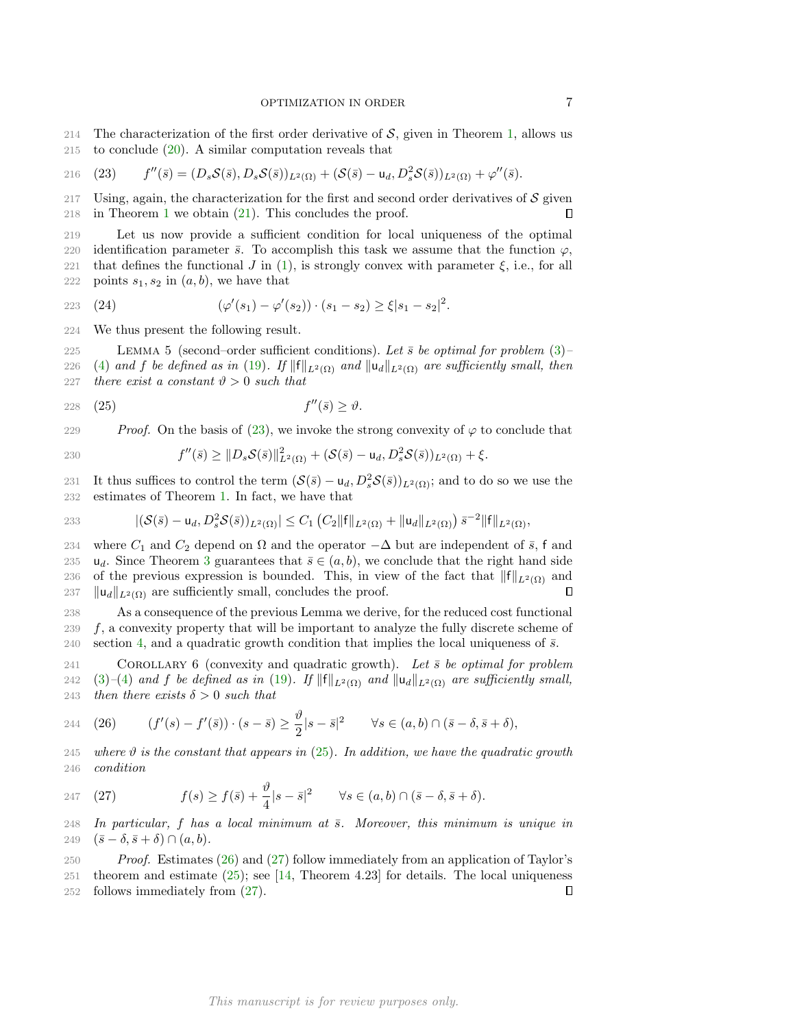The characterization of the first order derivative of $\mathcal{S}$, given in Theorem 1, allows us to conclude (20). A similar computation reveals that

$$f''(\bar{s}) = (D_s\mathcal{S}(\bar{s}), D_s\mathcal{S}(\bar{s}))_{L^2(\Omega)} + (\mathcal{S}(\bar{s}) - \mathsf{u}_d, D_s^2\mathcal{S}(\bar{s}))_{L^2(\Omega)} + \varphi''(\bar{s}). \tag{23}$$

Using, again, the characterization for the first and second order derivatives of $\mathcal{S}$ given in Theorem 1 we obtain (21). This concludes the proof. ∎

Let us now provide a sufficient condition for local uniqueness of the optimal identification parameter $\bar{s}$. To accomplish this task we assume that the function $\varphi$, that defines the functional $J$ in (1), is strongly convex with parameter $\xi$, i.e., for all points $s_1, s_2$ in $(a,b)$, we have that

$$(\varphi'(s_1) - \varphi'(s_2)) \cdot (s_1 - s_2) \geq \xi |s_1 - s_2|^2. \tag{24}$$

We thus present the following result.

Lemma 5 (second–order sufficient conditions). *Let $\bar{s}$ be optimal for problem (3)–(4) and $f$ be defined as in (19). If $\|\mathsf{f}\|_{L^2(\Omega)}$ and $\|\mathsf{u}_d\|_{L^2(\Omega)}$ are sufficiently small, then there exist a constant $\vartheta > 0$ such that*

$$f''(\bar{s}) \geq \vartheta. \tag{25}$$

*Proof.* On the basis of (23), we invoke the strong convexity of $\varphi$ to conclude that

$$f''(\bar{s}) \geq \|D_s\mathcal{S}(\bar{s})\|^2_{L^2(\Omega)} + (\mathcal{S}(\bar{s}) - \mathsf{u}_d, D_s^2\mathcal{S}(\bar{s}))_{L^2(\Omega)} + \xi.$$

It thus suffices to control the term $(\mathcal{S}(\bar{s}) - \mathsf{u}_d, D_s^2\mathcal{S}(\bar{s}))_{L^2(\Omega)}$; and to do so we use the estimates of Theorem 1. In fact, we have that

$$|(\mathcal{S}(\bar{s}) - \mathsf{u}_d, D_s^2\mathcal{S}(\bar{s}))_{L^2(\Omega)}| \leq C_1 \left(C_2\|\mathsf{f}\|_{L^2(\Omega)} + \|\mathsf{u}_d\|_{L^2(\Omega)}\right) \bar{s}^{-2}\|\mathsf{f}\|_{L^2(\Omega)},$$

where $C_1$ and $C_2$ depend on $\Omega$ and the operator $-\Delta$ but are independent of $\bar{s}$, $\mathsf{f}$ and $\mathsf{u}_d$. Since Theorem 3 guarantees that $\bar{s} \in (a,b)$, we conclude that the right hand side of the previous expression is bounded. This, in view of the fact that $\|\mathsf{f}\|_{L^2(\Omega)}$ and $\|\mathsf{u}_d\|_{L^2(\Omega)}$ are sufficiently small, concludes the proof. ∎

As a consequence of the previous Lemma we derive, for the reduced cost functional $f$, a convexity property that will be important to analyze the fully discrete scheme of section 4, and a quadratic growth condition that implies the local uniqueness of $\bar{s}$.

Corollary 6 (convexity and quadratic growth). *Let $\bar{s}$ be optimal for problem (3)–(4) and $f$ be defined as in (19). If $\|\mathsf{f}\|_{L^2(\Omega)}$ and $\|\mathsf{u}_d\|_{L^2(\Omega)}$ are sufficiently small, then there exists $\delta > 0$ such that*

$$(f'(s) - f'(\bar{s})) \cdot (s - \bar{s}) \geq \frac{\vartheta}{2}|s - \bar{s}|^2 \qquad \forall s \in (a,b) \cap (\bar{s} - \delta, \bar{s} + \delta), \tag{26}$$

*where $\vartheta$ is the constant that appears in (25). In addition, we have the quadratic growth condition*

$$f(s) \geq f(\bar{s}) + \frac{\vartheta}{4}|s - \bar{s}|^2 \qquad \forall s \in (a,b) \cap (\bar{s} - \delta, \bar{s} + \delta). \tag{27}$$

*In particular, $f$ has a local minimum at $\bar{s}$. Moreover, this minimum is unique in $(\bar{s} - \delta, \bar{s} + \delta) \cap (a,b)$.*

*Proof.* Estimates (26) and (27) follow immediately from an application of Taylor's theorem and estimate (25); see [14, Theorem 4.23] for details. The local uniqueness follows immediately from (27). ∎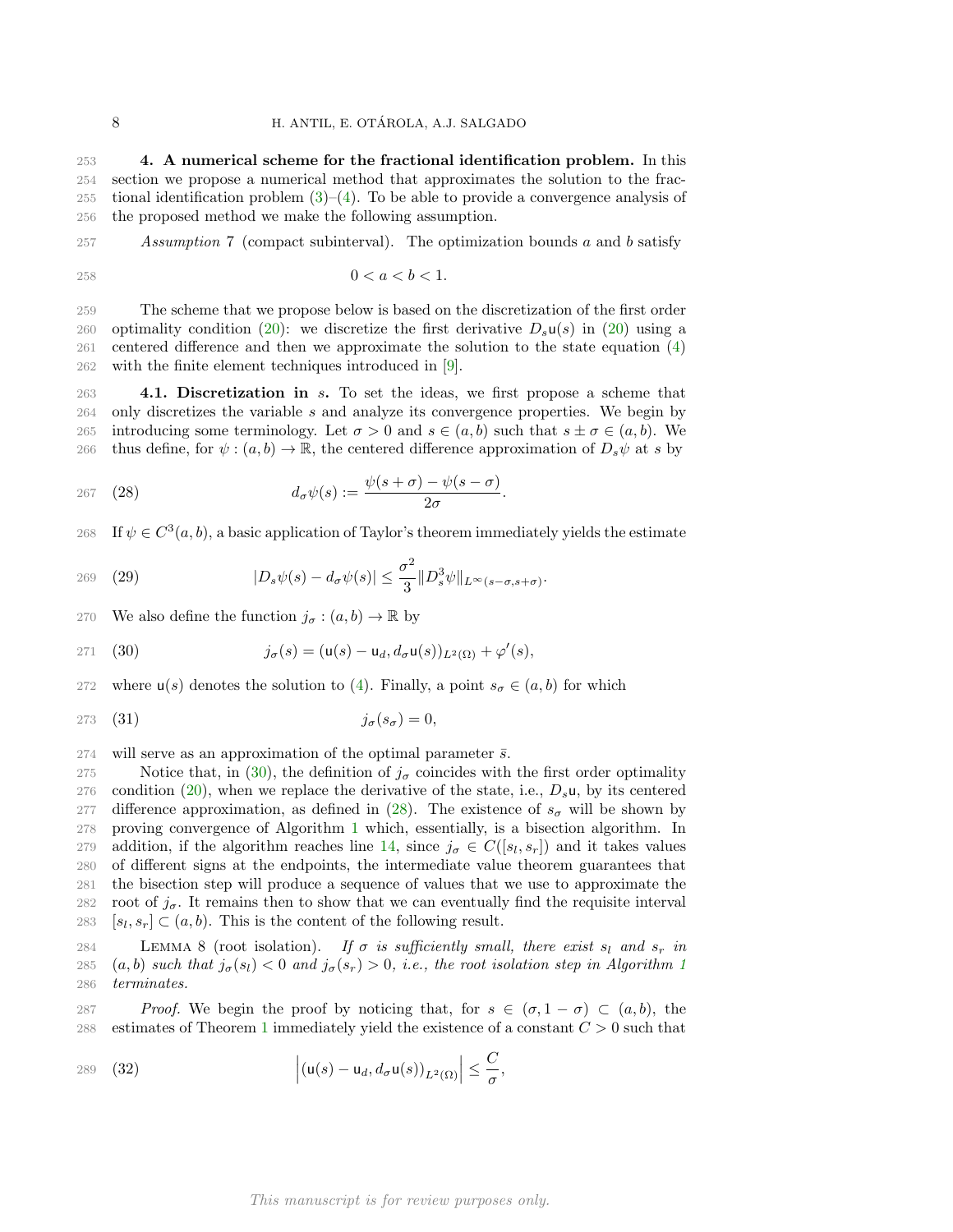## 4. A numerical scheme for the fractional identification problem.

In this section we propose a numerical method that approximates the solution to the fractional identification problem (3)–(4). To be able to provide a convergence analysis of the proposed method we make the following assumption.

*Assumption* 7 (compact subinterval). The optimization bounds $a$ and $b$ satisfy

$$0 < a < b < 1.$$

The scheme that we propose below is based on the discretization of the first order optimality condition (20): we discretize the first derivative $D_s \mathsf{u}(s)$ in (20) using a centered difference and then we approximate the solution to the state equation (4) with the finite element techniques introduced in [9].

### 4.1. Discretization in $s$.

To set the ideas, we first propose a scheme that only discretizes the variable $s$ and analyze its convergence properties. We begin by introducing some terminology. Let $\sigma > 0$ and $s \in (a, b)$ such that $s \pm \sigma \in (a, b)$. We thus define, for $\psi : (a, b) \to \mathbb{R}$, the centered difference approximation of $D_s\psi$ at $s$ by

$$d_\sigma \psi(s) := \frac{\psi(s + \sigma) - \psi(s - \sigma)}{2\sigma}. \tag{28}$$

If $\psi \in C^3(a, b)$, a basic application of Taylor's theorem immediately yields the estimate

$$|D_s\psi(s) - d_\sigma\psi(s)| \leq \frac{\sigma^2}{3} \|D_s^3\psi\|_{L^\infty(s-\sigma,s+\sigma)}. \tag{29}$$

We also define the function $j_\sigma : (a, b) \to \mathbb{R}$ by

$$j_\sigma(s) = (\mathsf{u}(s) - \mathsf{u}_d, d_\sigma \mathsf{u}(s))_{L^2(\Omega)} + \varphi'(s), \tag{30}$$

where $\mathsf{u}(s)$ denotes the solution to (4). Finally, a point $s_\sigma \in (a, b)$ for which

$$j_\sigma(s_\sigma) = 0, \tag{31}$$

will serve as an approximation of the optimal parameter $\bar{s}$.

Notice that, in (30), the definition of $j_\sigma$ coincides with the first order optimality condition (20), when we replace the derivative of the state, i.e., $D_s\mathsf{u}$, by its centered difference approximation, as defined in (28). The existence of $s_\sigma$ will be shown by proving convergence of Algorithm 1 which, essentially, is a bisection algorithm. In addition, if the algorithm reaches line 14, since $j_\sigma \in C([s_l, s_r])$ and it takes values of different signs at the endpoints, the intermediate value theorem guarantees that the bisection step will produce a sequence of values that we use to approximate the root of $j_\sigma$. It remains then to show that we can eventually find the requisite interval $[s_l, s_r] \subset (a, b)$. This is the content of the following result.

Lemma 8 (root isolation). *If $\sigma$ is sufficiently small, there exist $s_l$ and $s_r$ in $(a, b)$ such that $j_\sigma(s_l) < 0$ and $j_\sigma(s_r) > 0$, i.e., the root isolation step in Algorithm 1 terminates.*

*Proof.* We begin the proof by noticing that, for $s \in (\sigma, 1 - \sigma) \subset (a, b)$, the estimates of Theorem 1 immediately yield the existence of a constant $C > 0$ such that

$$\left|(\mathsf{u}(s) - \mathsf{u}_d, d_\sigma\mathsf{u}(s))_{L^2(\Omega)}\right| \leq \frac{C}{\sigma}, \tag{32}$$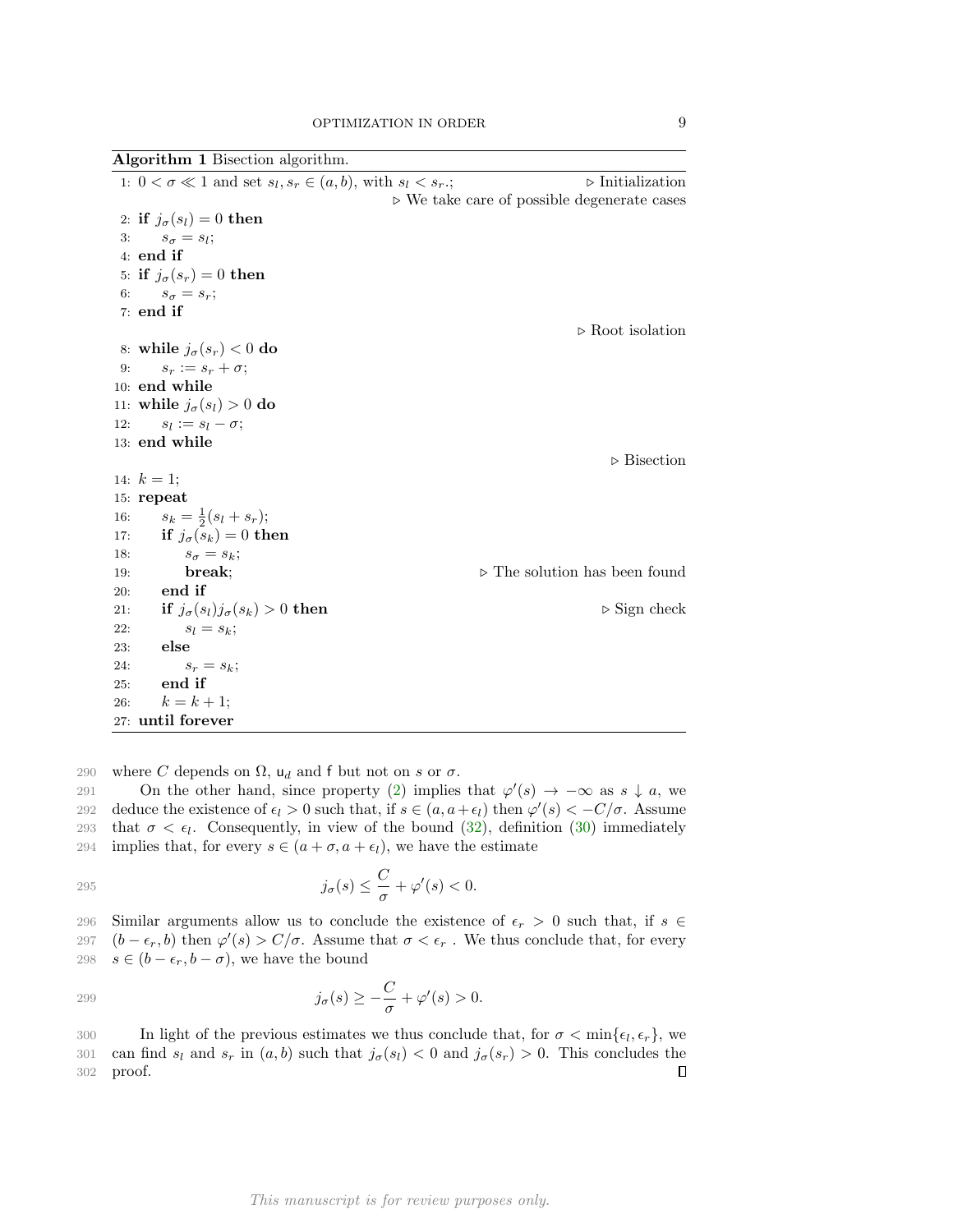**Algorithm 1** Bisection algorithm.

```
1: 0 < σ ≪ 1 and set s_l, s_r ∈ (a, b), with s_l < s_r.;          ▷ Initialization
                                        ▷ We take care of possible degenerate cases
2: if j_σ(s_l) = 0 then
3:     s_σ = s_l;
4: end if
5: if j_σ(s_r) = 0 then
6:     s_σ = s_r;
7: end if
                                                                  ▷ Root isolation
8: while j_σ(s_r) < 0 do
9:     s_r := s_r + σ;
10: end while
11: while j_σ(s_l) > 0 do
12:     s_l := s_l − σ;
13: end while
                                                                       ▷ Bisection
14: k = 1;
15: repeat
16:     s_k = (1/2)(s_l + s_r);
17:     if j_σ(s_k) = 0 then
18:         s_σ = s_k;
19:         break;                                  ▷ The solution has been found
20:     end if
21:     if j_σ(s_l) j_σ(s_k) > 0 then                                ▷ Sign check
22:         s_l = s_k;
23:     else
24:         s_r = s_k;
25:     end if
26:     k = k + 1;
27: until forever
```

where $C$ depends on $\Omega$, $\mathsf{u}_d$ and $\mathsf{f}$ but not on $s$ or $\sigma$.

On the other hand, since property (2) implies that $\varphi'(s) \to -\infty$ as $s \downarrow a$, we deduce the existence of $\epsilon_l > 0$ such that, if $s \in (a, a+\epsilon_l)$ then $\varphi'(s) < -C/\sigma$. Assume that $\sigma < \epsilon_l$. Consequently, in view of the bound (32), definition (30) immediately implies that, for every $s \in (a+\sigma, a+\epsilon_l)$, we have the estimate

$$j_\sigma(s) \leq \frac{C}{\sigma} + \varphi'(s) < 0.$$

Similar arguments allow us to conclude the existence of $\epsilon_r > 0$ such that, if $s \in (b-\epsilon_r, b)$ then $\varphi'(s) > C/\sigma$. Assume that $\sigma < \epsilon_r$ . We thus conclude that, for every $s \in (b-\epsilon_r, b-\sigma)$, we have the bound

$$j_\sigma(s) \geq -\frac{C}{\sigma} + \varphi'(s) > 0.$$

In light of the previous estimates we thus conclude that, for $\sigma < \min\{\epsilon_l, \epsilon_r\}$, we can find $s_l$ and $s_r$ in $(a, b)$ such that $j_\sigma(s_l) < 0$ and $j_\sigma(s_r) > 0$. This concludes the proof. ∎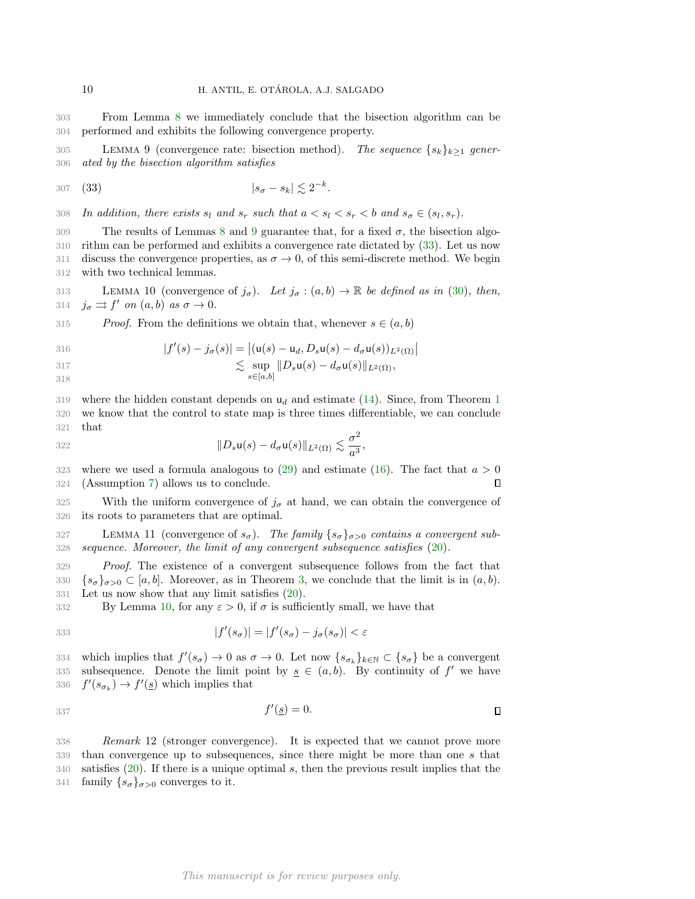From Lemma 8 we immediately conclude that the bisection algorithm can be performed and exhibits the following convergence property.

LEMMA 9 (convergence rate: bisection method). *The sequence $\{s_k\}_{k\geq 1}$ generated by the bisection algorithm satisfies*

$$|s_\sigma - s_k| \lesssim 2^{-k}. \tag{33}$$

*In addition, there exists $s_l$ and $s_r$ such that $a < s_l < s_r < b$ and $s_\sigma \in (s_l, s_r)$.*

The results of Lemmas 8 and 9 guarantee that, for a fixed $\sigma$, the bisection algorithm can be performed and exhibits a convergence rate dictated by (33). Let us now discuss the convergence properties, as $\sigma \to 0$, of this semi-discrete method. We begin with two technical lemmas.

LEMMA 10 (convergence of $j_\sigma$). *Let $j_\sigma : (a,b) \to \mathbb{R}$ be defined as in (30), then, $j_\sigma \rightrightarrows f'$ on $(a,b)$ as $\sigma \to 0$.*

*Proof.* From the definitions we obtain that, whenever $s \in (a,b)$

$$
\begin{aligned}
|f'(s) - j_\sigma(s)| &= \left|(\mathsf{u}(s) - \mathsf{u}_d, D_s\mathsf{u}(s) - d_\sigma \mathsf{u}(s))_{L^2(\Omega)}\right| \\
&\lesssim \sup_{s\in[a,b]} \|D_s\mathsf{u}(s) - d_\sigma\mathsf{u}(s)\|_{L^2(\Omega)},
\end{aligned}
$$

where the hidden constant depends on $\mathsf{u}_d$ and estimate (14). Since, from Theorem 1 we know that the control to state map is three times differentiable, we can conclude that

$$\|D_s\mathsf{u}(s) - d_\sigma\mathsf{u}(s)\|_{L^2(\Omega)} \lesssim \frac{\sigma^2}{a^3},$$

where we used a formula analogous to (29) and estimate (16). The fact that $a > 0$ (Assumption 7) allows us to conclude. ◻

With the uniform convergence of $j_\sigma$ at hand, we can obtain the convergence of its roots to parameters that are optimal.

LEMMA 11 (convergence of $s_\sigma$). *The family $\{s_\sigma\}_{\sigma>0}$ contains a convergent subsequence. Moreover, the limit of any convergent subsequence satisfies (20).*

*Proof.* The existence of a convergent subsequence follows from the fact that $\{s_\sigma\}_{\sigma>0} \subset [a,b]$. Moreover, as in Theorem 3, we conclude that the limit is in $(a,b)$. Let us now show that any limit satisfies (20).

By Lemma 10, for any $\varepsilon > 0$, if $\sigma$ is sufficiently small, we have that

$$|f'(s_\sigma)| = |f'(s_\sigma) - j_\sigma(s_\sigma)| < \varepsilon$$

which implies that $f'(s_\sigma) \to 0$ as $\sigma \to 0$. Let now $\{s_{\sigma_k}\}_{k\in\mathbb{N}} \subset \{s_\sigma\}$ be a convergent subsequence. Denote the limit point by $\underline{s} \in (a,b)$. By continuity of $f'$ we have $f'(s_{\sigma_k}) \to f'(\underline{s})$ which implies that

$$f'(\underline{s}) = 0.$$

◻

*Remark* 12 (stronger convergence). It is expected that we cannot prove more than convergence up to subsequences, since there might be more than one $s$ that satisfies (20). If there is a unique optimal $s$, then the previous result implies that the family $\{s_\sigma\}_{\sigma>0}$ converges to it.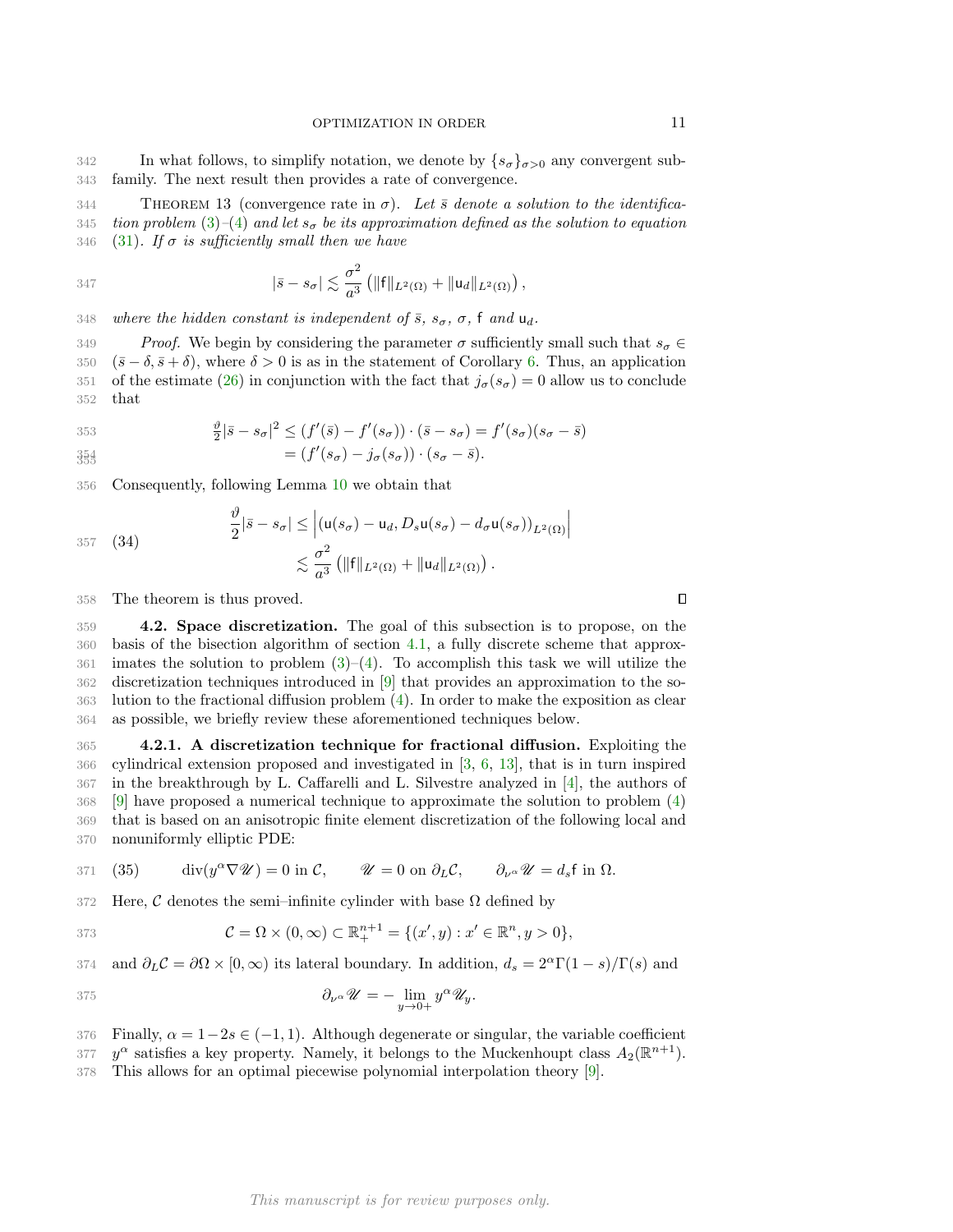In what follows, to simplify notation, we denote by $\{s_\sigma\}_{\sigma>0}$ any convergent subfamily. The next result then provides a rate of convergence.

THEOREM 13 (convergence rate in $\sigma$). *Let $\bar{s}$ denote a solution to the identification problem (3)–(4) and let $s_\sigma$ be its approximation defined as the solution to equation (31). If $\sigma$ is sufficiently small then we have*

$$|\bar{s} - s_\sigma| \lesssim \frac{\sigma^2}{a^3}\left(\|\mathsf{f}\|_{L^2(\Omega)} + \|\mathsf{u}_d\|_{L^2(\Omega)}\right),$$

*where the hidden constant is independent of $\bar{s}$, $s_\sigma$, $\sigma$, $\mathsf{f}$ and $\mathsf{u}_d$.*

*Proof.* We begin by considering the parameter $\sigma$ sufficiently small such that $s_\sigma \in (\bar{s}-\delta, \bar{s}+\delta)$, where $\delta > 0$ is as in the statement of Corollary 6. Thus, an application of the estimate (26) in conjunction with the fact that $j_\sigma(s_\sigma) = 0$ allow us to conclude that

$$\begin{aligned}
\tfrac{\vartheta}{2}|\bar{s} - s_\sigma|^2 &\leq (f'(\bar{s}) - f'(s_\sigma)) \cdot (\bar{s} - s_\sigma) = f'(s_\sigma)(s_\sigma - \bar{s}) \\
&= (f'(s_\sigma) - j_\sigma(s_\sigma)) \cdot (s_\sigma - \bar{s}).
\end{aligned}$$

Consequently, following Lemma 10 we obtain that

$$\begin{aligned}
\frac{\vartheta}{2}|\bar{s} - s_\sigma| &\leq \left|(\mathsf{u}(s_\sigma) - \mathsf{u}_d, D_s\mathsf{u}(s_\sigma) - d_\sigma \mathsf{u}(s_\sigma))_{L^2(\Omega)}\right| \\
&\lesssim \frac{\sigma^2}{a^3}\left(\|\mathsf{f}\|_{L^2(\Omega)} + \|\mathsf{u}_d\|_{L^2(\Omega)}\right).
\end{aligned} \tag{34}$$

The theorem is thus proved. ∎

**4.2. Space discretization.** The goal of this subsection is to propose, on the basis of the bisection algorithm of section 4.1, a fully discrete scheme that approximates the solution to problem (3)–(4). To accomplish this task we will utilize the discretization techniques introduced in [9] that provides an approximation to the solution to the fractional diffusion problem (4). In order to make the exposition as clear as possible, we briefly review these aforementioned techniques below.

**4.2.1. A discretization technique for fractional diffusion.** Exploiting the cylindrical extension proposed and investigated in [3, 6, 13], that is in turn inspired in the breakthrough by L. Caffarelli and L. Silvestre analyzed in [4], the authors of [9] have proposed a numerical technique to approximate the solution to problem (4) that is based on an anisotropic finite element discretization of the following local and nonuniformly elliptic PDE:

$$\operatorname{div}(y^\alpha \nabla \mathscr{U}) = 0 \text{ in } \mathcal{C}, \qquad \mathscr{U} = 0 \text{ on } \partial_L \mathcal{C}, \qquad \partial_{\nu^\alpha}\mathscr{U} = d_s \mathsf{f} \text{ in } \Omega. \tag{35}$$

Here, $\mathcal{C}$ denotes the semi–infinite cylinder with base $\Omega$ defined by

$$\mathcal{C} = \Omega \times (0, \infty) \subset \mathbb{R}^{n+1}_+ = \{(x', y) : x' \in \mathbb{R}^n, y > 0\},$$

and $\partial_L \mathcal{C} = \partial\Omega \times [0,\infty)$ its lateral boundary. In addition, $d_s = 2^\alpha \Gamma(1-s)/\Gamma(s)$ and

$$\partial_{\nu^\alpha}\mathscr{U} = -\lim_{y \to 0+} y^\alpha \mathscr{U}_y.$$

Finally, $\alpha = 1 - 2s \in (-1, 1)$. Although degenerate or singular, the variable coefficient $y^\alpha$ satisfies a key property. Namely, it belongs to the Muckenhoupt class $A_2(\mathbb{R}^{n+1})$. This allows for an optimal piecewise polynomial interpolation theory [9].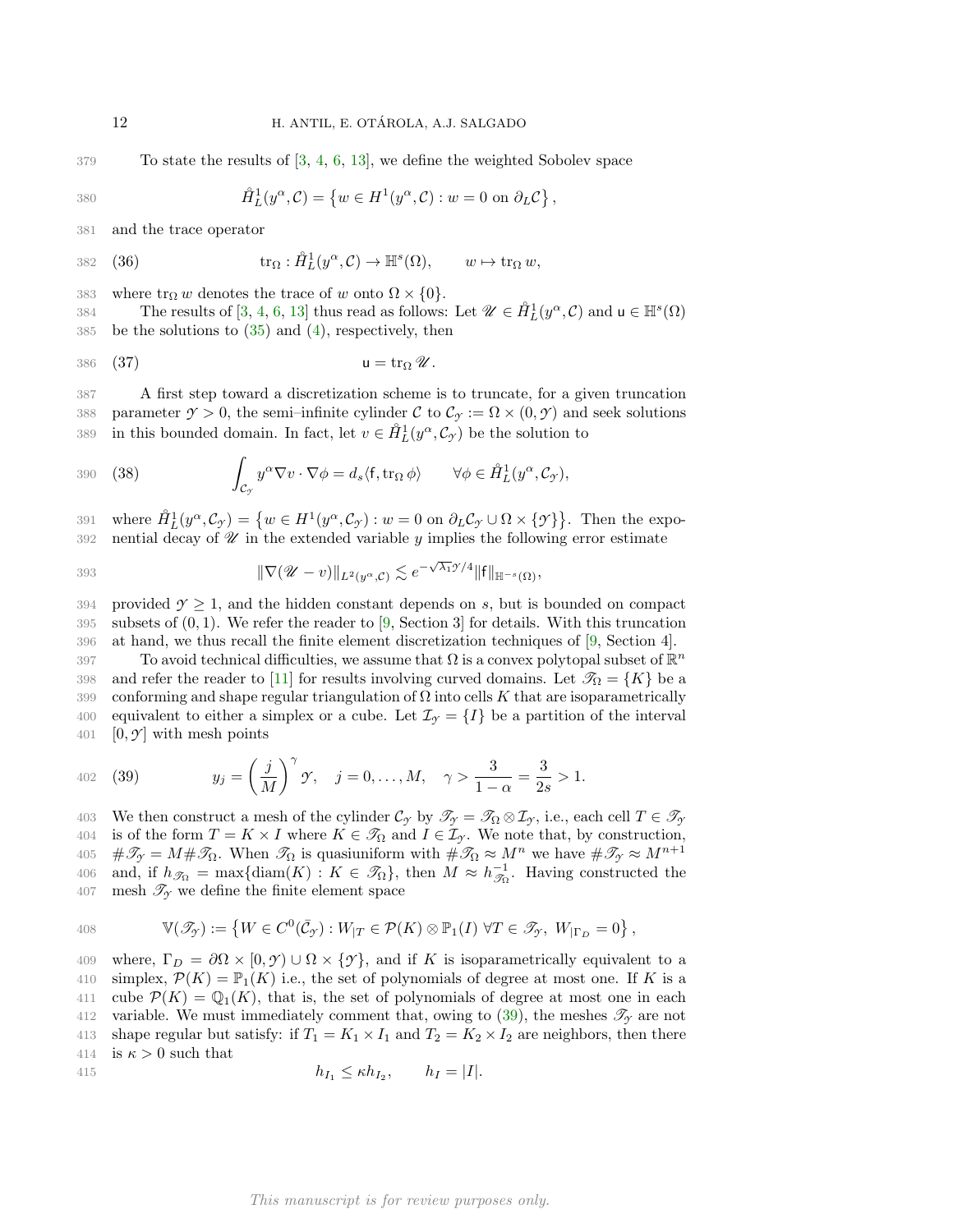To state the results of [3, 4, 6, 13], we define the weighted Sobolev space

$$\mathring{H}^1_L(y^\alpha, \mathcal{C}) = \left\{ w \in H^1(y^\alpha, \mathcal{C}) : w = 0 \text{ on } \partial_L \mathcal{C} \right\},$$

and the trace operator

$$\operatorname{tr}_\Omega : \mathring{H}^1_L(y^\alpha, \mathcal{C}) \to \mathbb{H}^s(\Omega), \qquad w \mapsto \operatorname{tr}_\Omega w, \tag{36}$$

where $\operatorname{tr}_\Omega w$ denotes the trace of $w$ onto $\Omega \times \{0\}$.

The results of [3, 4, 6, 13] thus read as follows: Let $\mathscr{U} \in \mathring{H}^1_L(y^\alpha, \mathcal{C})$ and $\mathsf{u} \in \mathbb{H}^s(\Omega)$ be the solutions to (35) and (4), respectively, then

$$\mathsf{u} = \operatorname{tr}_\Omega \mathscr{U}. \tag{37}$$

A first step toward a discretization scheme is to truncate, for a given truncation parameter $\mathcal{Y} > 0$, the semi–infinite cylinder $\mathcal{C}$ to $\mathcal{C}_\mathcal{Y} := \Omega \times (0, \mathcal{Y})$ and seek solutions in this bounded domain. In fact, let $v \in \mathring{H}^1_L(y^\alpha, \mathcal{C}_\mathcal{Y})$ be the solution to

$$\int_{\mathcal{C}_\mathcal{Y}} y^\alpha \nabla v \cdot \nabla \phi = d_s \langle \mathsf{f}, \operatorname{tr}_\Omega \phi \rangle \qquad \forall \phi \in \mathring{H}^1_L(y^\alpha, \mathcal{C}_\mathcal{Y}), \tag{38}$$

where $\mathring{H}^1_L(y^\alpha, \mathcal{C}_\mathcal{Y}) = \left\{ w \in H^1(y^\alpha, \mathcal{C}_\mathcal{Y}) : w = 0 \text{ on } \partial_L \mathcal{C}_\mathcal{Y} \cup \Omega \times \{\mathcal{Y}\} \right\}$. Then the exponential decay of $\mathscr{U}$ in the extended variable $y$ implies the following error estimate

$$\|\nabla(\mathscr{U} - v)\|_{L^2(y^\alpha, \mathcal{C})} \lesssim e^{-\sqrt{\lambda_1}\mathcal{Y}/4} \|\mathsf{f}\|_{\mathbb{H}^{-s}(\Omega)},$$

provided $\mathcal{Y} \geq 1$, and the hidden constant depends on $s$, but is bounded on compact subsets of $(0, 1)$. We refer the reader to [9, Section 3] for details. With this truncation at hand, we thus recall the finite element discretization techniques of [9, Section 4].

To avoid technical difficulties, we assume that $\Omega$ is a convex polytopal subset of $\mathbb{R}^n$ and refer the reader to [11] for results involving curved domains. Let $\mathscr{T}_\Omega = \{K\}$ be a conforming and shape regular triangulation of $\Omega$ into cells $K$ that are isoparametrically equivalent to either a simplex or a cube. Let $\mathcal{I}_\mathcal{Y} = \{I\}$ be a partition of the interval $[0, \mathcal{Y}]$ with mesh points

$$y_j = \left( \frac{j}{M} \right)^\gamma \mathcal{Y}, \quad j = 0, \ldots, M, \quad \gamma > \frac{3}{1-\alpha} = \frac{3}{2s} > 1. \tag{39}$$

We then construct a mesh of the cylinder $\mathcal{C}_\mathcal{Y}$ by $\mathscr{T}_\mathcal{Y} = \mathscr{T}_\Omega \otimes \mathcal{I}_\mathcal{Y}$, i.e., each cell $T \in \mathscr{T}_\mathcal{Y}$ is of the form $T = K \times I$ where $K \in \mathscr{T}_\Omega$ and $I \in \mathcal{I}_\mathcal{Y}$. We note that, by construction, $\#\mathscr{T}_\mathcal{Y} = M \# \mathscr{T}_\Omega$. When $\mathscr{T}_\Omega$ is quasiuniform with $\#\mathscr{T}_\Omega \approx M^n$ we have $\#\mathscr{T}_\mathcal{Y} \approx M^{n+1}$ and, if $h_{\mathscr{T}_\Omega} = \max\{\operatorname{diam}(K) : K \in \mathscr{T}_\Omega\}$, then $M \approx h_{\mathscr{T}_\Omega}^{-1}$. Having constructed the mesh $\mathscr{T}_\mathcal{Y}$ we define the finite element space

$$\mathbb{V}(\mathscr{T}_\mathcal{Y}) := \left\{ W \in C^0(\bar{\mathcal{C}}_\mathcal{Y}) : W_{|T} \in \mathcal{P}(K) \otimes \mathbb{P}_1(I) \ \forall T \in \mathscr{T}_\mathcal{Y}, \ W_{|\Gamma_D} = 0 \right\},$$

where, $\Gamma_D = \partial\Omega \times [0, \mathcal{Y}) \cup \Omega \times \{\mathcal{Y}\}$, and if $K$ is isoparametrically equivalent to a simplex, $\mathcal{P}(K) = \mathbb{P}_1(K)$ i.e., the set of polynomials of degree at most one. If $K$ is a cube $\mathcal{P}(K) = \mathbb{Q}_1(K)$, that is, the set of polynomials of degree at most one in each variable. We must immediately comment that, owing to (39), the meshes $\mathscr{T}_\mathcal{Y}$ are not shape regular but satisfy: if $T_1 = K_1 \times I_1$ and $T_2 = K_2 \times I_2$ are neighbors, then there is $\kappa > 0$ such that

$$h_{I_1} \leq \kappa h_{I_2}, \qquad h_I = |I|.$$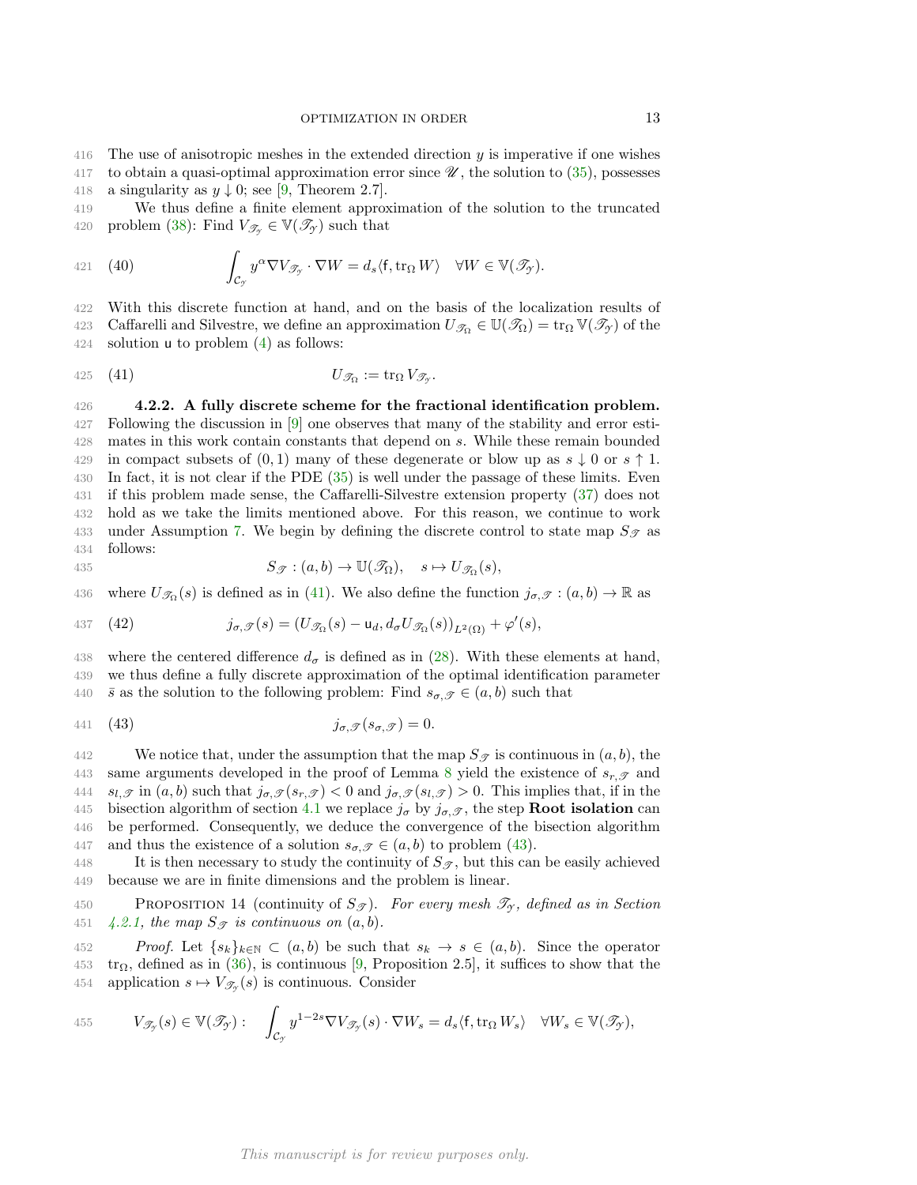The use of anisotropic meshes in the extended direction $y$ is imperative if one wishes to obtain a quasi-optimal approximation error since $\mathscr{U}$, the solution to (35), possesses a singularity as $y \downarrow 0$; see [9, Theorem 2.7].

We thus define a finite element approximation of the solution to the truncated problem (38): Find $V_{\mathscr{T}_\mathscr{Y}} \in \mathbb{V}(\mathscr{T}_\mathscr{Y})$ such that

$$\int_{\mathcal{C}_\mathscr{Y}} y^\alpha \nabla V_{\mathscr{T}_\mathscr{Y}} \cdot \nabla W = d_s \langle \mathsf{f}, \operatorname{tr}_\Omega W \rangle \quad \forall W \in \mathbb{V}(\mathscr{T}_\mathscr{Y}). \tag{40}$$

With this discrete function at hand, and on the basis of the localization results of Caffarelli and Silvestre, we define an approximation $U_{\mathscr{T}_\Omega} \in \mathbb{U}(\mathscr{T}_\Omega) = \operatorname{tr}_\Omega \mathbb{V}(\mathscr{T}_\mathscr{Y})$ of the solution $\mathsf{u}$ to problem (4) as follows:

$$U_{\mathscr{T}_\Omega} := \operatorname{tr}_\Omega V_{\mathscr{T}_\mathscr{Y}}. \tag{41}$$

**4.2.2. A fully discrete scheme for the fractional identification problem.** Following the discussion in [9] one observes that many of the stability and error estimates in this work contain constants that depend on $s$. While these remain bounded in compact subsets of $(0,1)$ many of these degenerate or blow up as $s \downarrow 0$ or $s \uparrow 1$. In fact, it is not clear if the PDE (35) is well under the passage of these limits. Even if this problem made sense, the Caffarelli-Silvestre extension property (37) does not hold as we take the limits mentioned above. For this reason, we continue to work under Assumption 7. We begin by defining the discrete control to state map $S_\mathscr{T}$ as follows:

$$S_\mathscr{T} : (a,b) \to \mathbb{U}(\mathscr{T}_\Omega), \quad s \mapsto U_{\mathscr{T}_\Omega}(s),$$

where $U_{\mathscr{T}_\Omega}(s)$ is defined as in (41). We also define the function $j_{\sigma,\mathscr{T}} : (a,b) \to \mathbb{R}$ as

$$j_{\sigma,\mathscr{T}}(s) = (U_{\mathscr{T}_\Omega}(s) - \mathsf{u}_d, d_\sigma U_{\mathscr{T}_\Omega}(s))_{L^2(\Omega)} + \varphi'(s), \tag{42}$$

where the centered difference $d_\sigma$ is defined as in (28). With these elements at hand, we thus define a fully discrete approximation of the optimal identification parameter $\bar{s}$ as the solution to the following problem: Find $s_{\sigma,\mathscr{T}} \in (a,b)$ such that

$$j_{\sigma,\mathscr{T}}(s_{\sigma,\mathscr{T}}) = 0. \tag{43}$$

We notice that, under the assumption that the map $S_\mathscr{T}$ is continuous in $(a,b)$, the same arguments developed in the proof of Lemma 8 yield the existence of $s_{r,\mathscr{T}}$ and $s_{l,\mathscr{T}}$ in $(a,b)$ such that $j_{\sigma,\mathscr{T}}(s_{r,\mathscr{T}}) < 0$ and $j_{\sigma,\mathscr{T}}(s_{l,\mathscr{T}}) > 0$. This implies that, if in the bisection algorithm of section 4.1 we replace $j_\sigma$ by $j_{\sigma,\mathscr{T}}$, the step **Root isolation** can be performed. Consequently, we deduce the convergence of the bisection algorithm and thus the existence of a solution $s_{\sigma,\mathscr{T}} \in (a,b)$ to problem (43).

It is then necessary to study the continuity of $S_\mathscr{T}$, but this can be easily achieved because we are in finite dimensions and the problem is linear.

PROPOSITION 14 (continuity of $S_\mathscr{T}$). *For every mesh $\mathscr{T}_\mathscr{Y}$, defined as in Section 4.2.1, the map $S_\mathscr{T}$ is continuous on $(a,b)$.*

*Proof.* Let $\{s_k\}_{k\in\mathbb{N}} \subset (a,b)$ be such that $s_k \to s \in (a,b)$. Since the operator $\operatorname{tr}_\Omega$, defined as in (36), is continuous [9, Proposition 2.5], it suffices to show that the application $s \mapsto V_{\mathscr{T}_\mathscr{Y}}(s)$ is continuous. Consider

$$V_{\mathscr{T}_\mathscr{Y}}(s) \in \mathbb{V}(\mathscr{T}_\mathscr{Y}) : \quad \int_{\mathcal{C}_\mathscr{Y}} y^{1-2s} \nabla V_{\mathscr{T}_\mathscr{Y}}(s) \cdot \nabla W_s = d_s \langle \mathsf{f}, \operatorname{tr}_\Omega W_s \rangle \quad \forall W_s \in \mathbb{V}(\mathscr{T}_\mathscr{Y}),$$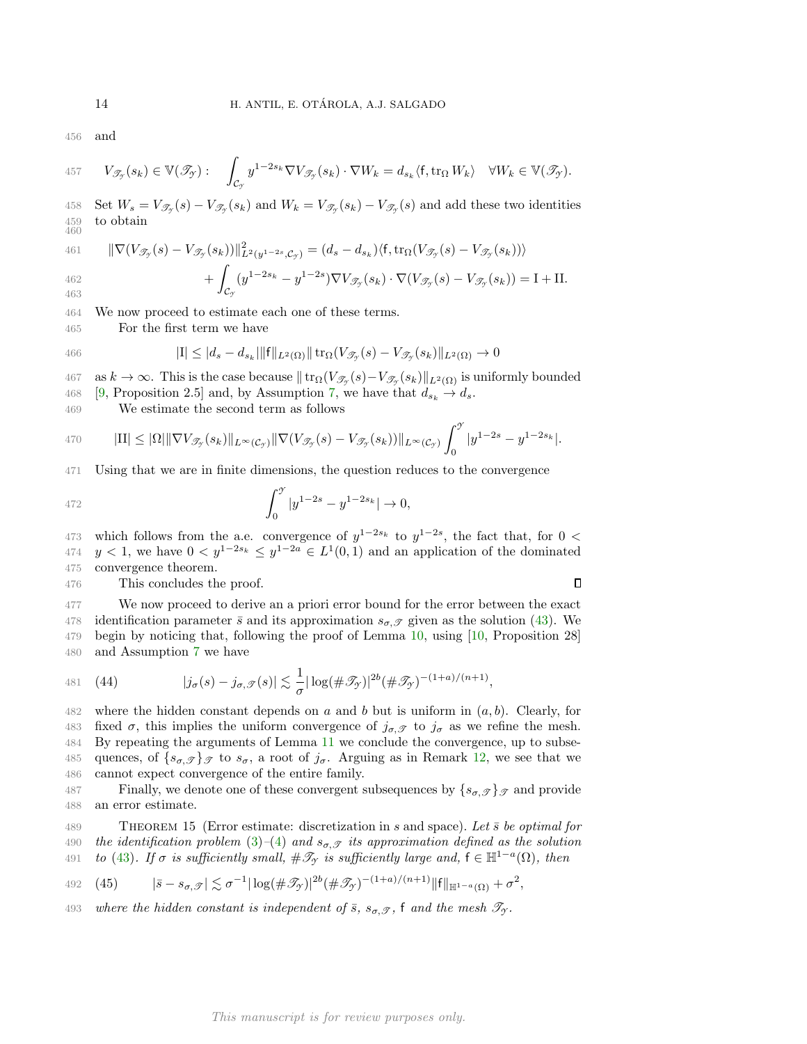and

$$V_{\mathscr{T}_\mathscr{Y}}(s_k) \in \mathbb{V}(\mathscr{T}_\mathscr{Y}) : \quad \int_{\mathcal{C}_\mathscr{Y}} y^{1-2s_k} \nabla V_{\mathscr{T}_\mathscr{Y}}(s_k) \cdot \nabla W_k = d_{s_k} \langle \mathsf{f}, \operatorname{tr}_\Omega W_k \rangle \quad \forall W_k \in \mathbb{V}(\mathscr{T}_\mathscr{Y}).$$

Set $W_s = V_{\mathscr{T}_\mathscr{Y}}(s) - V_{\mathscr{T}_\mathscr{Y}}(s_k)$ and $W_k = V_{\mathscr{T}_\mathscr{Y}}(s_k) - V_{\mathscr{T}_\mathscr{Y}}(s)$ and add these two identities to obtain

$$\|\nabla(V_{\mathscr{T}_\mathscr{Y}}(s) - V_{\mathscr{T}_\mathscr{Y}}(s_k))\|^2_{L^2(y^{1-2s}, \mathcal{C}_\mathscr{Y})} = (d_s - d_{s_k}) \langle \mathsf{f}, \operatorname{tr}_\Omega (V_{\mathscr{T}_\mathscr{Y}}(s) - V_{\mathscr{T}_\mathscr{Y}}(s_k)) \rangle$$
$$+ \int_{\mathcal{C}_\mathscr{Y}} (y^{1-2s_k} - y^{1-2s}) \nabla V_{\mathscr{T}_\mathscr{Y}}(s_k) \cdot \nabla (V_{\mathscr{T}_\mathscr{Y}}(s) - V_{\mathscr{T}_\mathscr{Y}}(s_k)) = \mathrm{I} + \mathrm{II}.$$

We now proceed to estimate each one of these terms.

For the first term we have

$$|\mathrm{I}| \leq |d_s - d_{s_k}| \|\mathsf{f}\|_{L^2(\Omega)} \| \operatorname{tr}_\Omega (V_{\mathscr{T}_\mathscr{Y}}(s) - V_{\mathscr{T}_\mathscr{Y}}(s_k)\|_{L^2(\Omega)} \to 0$$

as $k \to \infty$. This is the case because $\| \operatorname{tr}_\Omega (V_{\mathscr{T}_\mathscr{Y}}(s) - V_{\mathscr{T}_\mathscr{Y}}(s_k)\|_{L^2(\Omega)}$ is uniformly bounded [9, Proposition 2.5] and, by Assumption 7, we have that $d_{s_k} \to d_s$.

We estimate the second term as follows

$$|\mathrm{II}| \leq |\Omega| \|\nabla V_{\mathscr{T}_\mathscr{Y}}(s_k)\|_{L^\infty(\mathcal{C}_\mathscr{Y})} \|\nabla(V_{\mathscr{T}_\mathscr{Y}}(s) - V_{\mathscr{T}_\mathscr{Y}}(s_k))\|_{L^\infty(\mathcal{C}_\mathscr{Y})} \int_0^{\mathscr{Y}} |y^{1-2s} - y^{1-2s_k}|.$$

Using that we are in finite dimensions, the question reduces to the convergence

$$\int_0^{\mathscr{Y}} |y^{1-2s} - y^{1-2s_k}| \to 0,$$

which follows from the a.e. convergence of $y^{1-2s_k}$ to $y^{1-2s}$, the fact that, for $0 < y < 1$, we have $0 < y^{1-2s_k} \leq y^{1-2a} \in L^1(0,1)$ and an application of the dominated convergence theorem.

This concludes the proof. ◻

We now proceed to derive an a priori error bound for the error between the exact identification parameter $\bar{s}$ and its approximation $s_{\sigma,\mathscr{T}}$ given as the solution (43). We begin by noticing that, following the proof of Lemma 10, using [10, Proposition 28] and Assumption 7 we have

$$(44) \qquad |j_\sigma(s) - j_{\sigma,\mathscr{T}}(s)| \lesssim \frac{1}{\sigma} |\log(\#\mathscr{T}_\mathscr{Y})|^{2b} (\#\mathscr{T}_\mathscr{Y})^{-(1+a)/(n+1)},$$

where the hidden constant depends on $a$ and $b$ but is uniform in $(a,b)$. Clearly, for fixed $\sigma$, this implies the uniform convergence of $j_{\sigma,\mathscr{T}}$ to $j_\sigma$ as we refine the mesh. By repeating the arguments of Lemma 11 we conclude the convergence, up to subsequences, of $\{s_{\sigma,\mathscr{T}}\}_\mathscr{T}$ to $s_\sigma$, a root of $j_\sigma$. Arguing as in Remark 12, we see that we cannot expect convergence of the entire family.

Finally, we denote one of these convergent subsequences by $\{s_{\sigma,\mathscr{T}}\}_\mathscr{T}$ and provide an error estimate.

Theorem 15 (Error estimate: discretization in $s$ and space). *Let $\bar{s}$ be optimal for the identification problem (3)–(4) and $s_{\sigma,\mathscr{T}}$ its approximation defined as the solution to (43). If $\sigma$ is sufficiently small, $\#\mathscr{T}_\mathscr{Y}$ is sufficiently large and, $\mathsf{f} \in \mathbb{H}^{1-a}(\Omega)$, then*

$$(45) \qquad |\bar{s} - s_{\sigma,\mathscr{T}}| \lesssim \sigma^{-1} |\log(\#\mathscr{T}_\mathscr{Y})|^{2b} (\#\mathscr{T}_\mathscr{Y})^{-(1+a)/(n+1)} \|\mathsf{f}\|_{\mathbb{H}^{1-a}(\Omega)} + \sigma^2,$$

*where the hidden constant is independent of $\bar{s}$, $s_{\sigma,\mathscr{T}}$, $\mathsf{f}$ and the mesh $\mathscr{T}_\mathscr{Y}$.*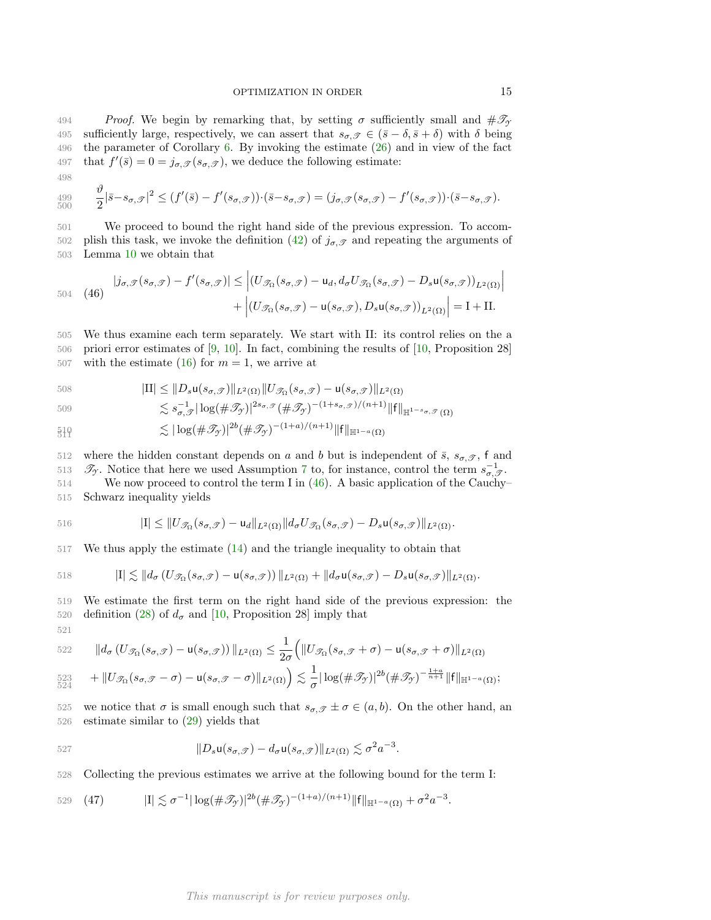*Proof.* We begin by remarking that, by setting $\sigma$ sufficiently small and $\#\mathscr{T}_{\mathcal{Y}}$ sufficiently large, respectively, we can assert that $s_{\sigma,\mathscr{T}} \in (\bar{s}-\delta, \bar{s}+\delta)$ with $\delta$ being the parameter of Corollary 6. By invoking the estimate (26) and in view of the fact that $f'(\bar{s}) = 0 = j_{\sigma,\mathscr{T}}(s_{\sigma,\mathscr{T}})$, we deduce the following estimate:

$$\frac{\vartheta}{2}|\bar{s}-s_{\sigma,\mathscr{T}}|^2 \leq (f'(\bar{s}) - f'(s_{\sigma,\mathscr{T}}))\cdot(\bar{s}-s_{\sigma,\mathscr{T}}) = (j_{\sigma,\mathscr{T}}(s_{\sigma,\mathscr{T}}) - f'(s_{\sigma,\mathscr{T}}))\cdot(\bar{s}-s_{\sigma,\mathscr{T}}).$$

We proceed to bound the right hand side of the previous expression. To accomplish this task, we invoke the definition (42) of $j_{\sigma,\mathscr{T}}$ and repeating the arguments of Lemma 10 we obtain that

$$(46) \qquad \begin{aligned} |j_{\sigma,\mathscr{T}}(s_{\sigma,\mathscr{T}}) - f'(s_{\sigma,\mathscr{T}})| \leq & \left|(U_{\mathscr{T}_\Omega}(s_{\sigma,\mathscr{T}}) - \mathsf{u}_d, d_\sigma U_{\mathscr{T}_\Omega}(s_{\sigma,\mathscr{T}}) - D_s \mathsf{u}(s_{\sigma,\mathscr{T}}))_{L^2(\Omega)}\right| \\ & + \left|(U_{\mathscr{T}_\Omega}(s_{\sigma,\mathscr{T}}) - \mathsf{u}(s_{\sigma,\mathscr{T}}), D_s \mathsf{u}(s_{\sigma,\mathscr{T}}))_{L^2(\Omega)}\right| = \mathrm{I} + \mathrm{II}. \end{aligned}$$

We thus examine each term separately. We start with II: its control relies on the a priori error estimates of [9, 10]. In fact, combining the results of [10, Proposition 28] with the estimate (16) for $m = 1$, we arrive at

$$\begin{aligned} |\mathrm{II}| &\leq \|D_s \mathsf{u}(s_{\sigma,\mathscr{T}})\|_{L^2(\Omega)} \|U_{\mathscr{T}_\Omega}(s_{\sigma,\mathscr{T}}) - \mathsf{u}(s_{\sigma,\mathscr{T}})\|_{L^2(\Omega)} \\ &\lesssim s_{\sigma,\mathscr{T}}^{-1} |\log(\#\mathscr{T}_{\mathcal{Y}})|^{2s_{\sigma,\mathscr{T}}} (\#\mathscr{T}_{\mathcal{Y}})^{-(1+s_{\sigma,\mathscr{T}})/(n+1)} \|\mathsf{f}\|_{\mathbb{H}^{1-s_{\sigma,\mathscr{T}}}(\Omega)} \\ &\lesssim |\log(\#\mathscr{T}_{\mathcal{Y}})|^{2b} (\#\mathscr{T}_{\mathcal{Y}})^{-(1+a)/(n+1)} \|\mathsf{f}\|_{\mathbb{H}^{1-a}(\Omega)} \end{aligned}$$

where the hidden constant depends on $a$ and $b$ but is independent of $\bar{s}$, $s_{\sigma,\mathscr{T}}$, $\mathsf{f}$ and $\mathscr{T}_{\mathcal{Y}}$. Notice that here we used Assumption 7 to, for instance, control the term $s_{\sigma,\mathscr{T}}^{-1}$.

We now proceed to control the term I in (46). A basic application of the Cauchy–Schwarz inequality yields

$$|\mathrm{I}| \leq \|U_{\mathscr{T}_\Omega}(s_{\sigma,\mathscr{T}}) - \mathsf{u}_d\|_{L^2(\Omega)} \|d_\sigma U_{\mathscr{T}_\Omega}(s_{\sigma,\mathscr{T}}) - D_s \mathsf{u}(s_{\sigma,\mathscr{T}})\|_{L^2(\Omega)}.$$

We thus apply the estimate (14) and the triangle inequality to obtain that

$$|\mathrm{I}| \lesssim \|d_\sigma \left(U_{\mathscr{T}_\Omega}(s_{\sigma,\mathscr{T}}) - \mathsf{u}(s_{\sigma,\mathscr{T}})\right)\|_{L^2(\Omega)} + \|d_\sigma \mathsf{u}(s_{\sigma,\mathscr{T}}) - D_s \mathsf{u}(s_{\sigma,\mathscr{T}})\|_{L^2(\Omega)}.$$

We estimate the first term on the right hand side of the previous expression: the definition (28) of $d_\sigma$ and [10, Proposition 28] imply that

$$\begin{aligned} \|d_\sigma \left(U_{\mathscr{T}_\Omega}(s_{\sigma,\mathscr{T}}) - \mathsf{u}(s_{\sigma,\mathscr{T}})\right)\|_{L^2(\Omega)} &\leq \frac{1}{2\sigma}\Big(\|U_{\mathscr{T}_\Omega}(s_{\sigma,\mathscr{T}}+\sigma) - \mathsf{u}(s_{\sigma,\mathscr{T}}+\sigma)\|_{L^2(\Omega)} \\ + \|U_{\mathscr{T}_\Omega}(s_{\sigma,\mathscr{T}}-\sigma) - \mathsf{u}(s_{\sigma,\mathscr{T}}-\sigma)\|_{L^2(\Omega)}\Big) &\lesssim \frac{1}{\sigma} |\log(\#\mathscr{T}_{\mathcal{Y}})|^{2b} (\#\mathscr{T}_{\mathcal{Y}})^{-\frac{1+a}{n+1}} \|\mathsf{f}\|_{\mathbb{H}^{1-a}(\Omega)}; \end{aligned}$$

we notice that $\sigma$ is small enough such that $s_{\sigma,\mathscr{T}} \pm \sigma \in (a, b)$. On the other hand, an estimate similar to (29) yields that

$$\|D_s \mathsf{u}(s_{\sigma,\mathscr{T}}) - d_\sigma \mathsf{u}(s_{\sigma,\mathscr{T}})\|_{L^2(\Omega)} \lesssim \sigma^2 a^{-3}.$$

Collecting the previous estimates we arrive at the following bound for the term I:

$$(47) \qquad |\mathrm{I}| \lesssim \sigma^{-1} |\log(\#\mathscr{T}_{\mathcal{Y}})|^{2b} (\#\mathscr{T}_{\mathcal{Y}})^{-(1+a)/(n+1)} \|\mathsf{f}\|_{\mathbb{H}^{1-a}(\Omega)} + \sigma^2 a^{-3}.$$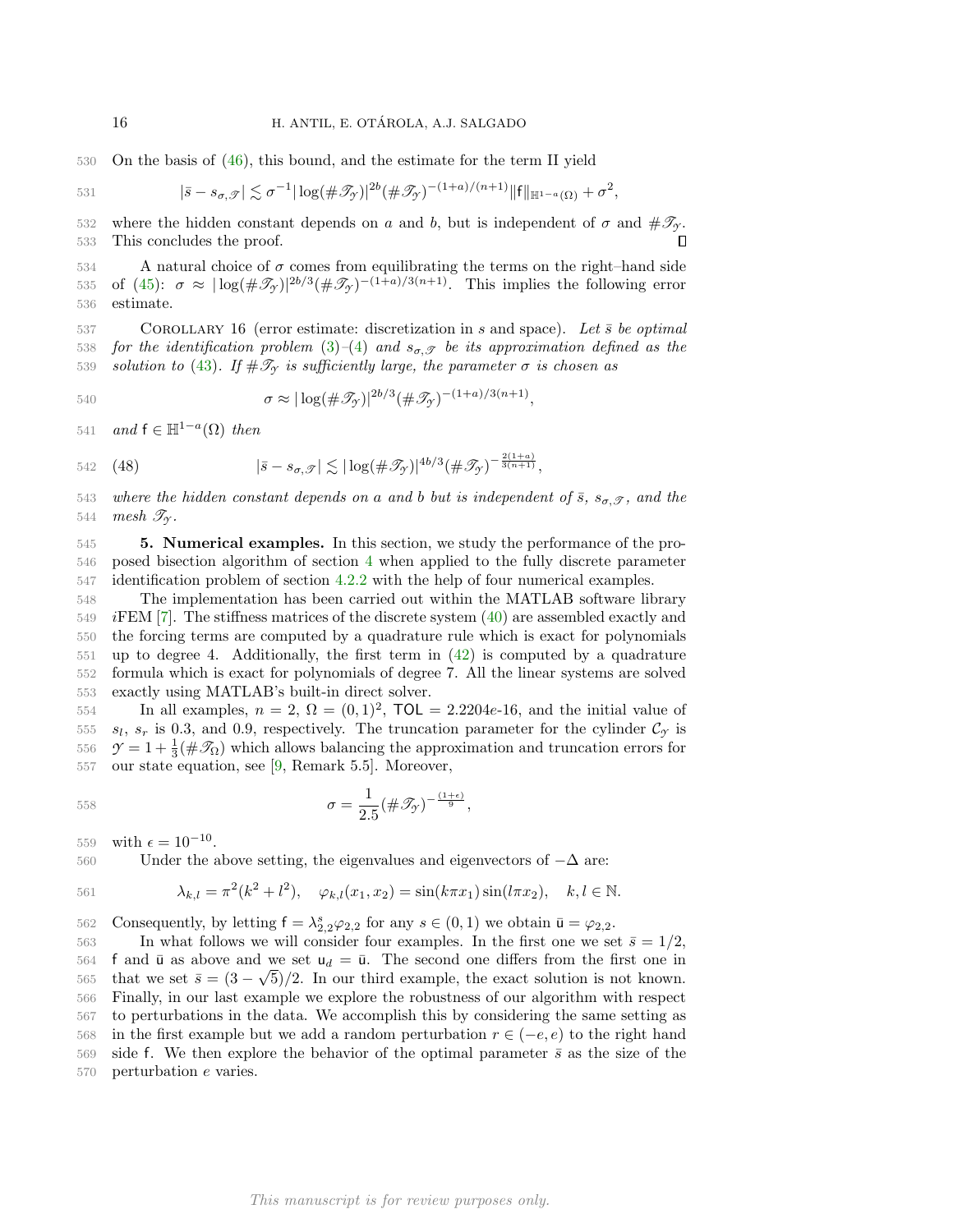On the basis of (46), this bound, and the estimate for the term II yield

$$|\bar{s} - s_{\sigma,\mathscr{T}}| \lesssim \sigma^{-1} |\log(\#\mathscr{T}_{\mathcal{Y}})|^{2b} (\#\mathscr{T}_{\mathcal{Y}})^{-(1+a)/(n+1)} \|\mathsf{f}\|_{\mathbb{H}^{1-a}(\Omega)} + \sigma^2,$$

where the hidden constant depends on $a$ and $b$, but is independent of $\sigma$ and $\#\mathscr{T}_{\mathcal{Y}}$. This concludes the proof. ∎

A natural choice of $\sigma$ comes from equilibrating the terms on the right–hand side of (45): $\sigma \approx |\log(\#\mathscr{T}_{\mathcal{Y}})|^{2b/3} (\#\mathscr{T}_{\mathcal{Y}})^{-(1+a)/3(n+1)}$. This implies the following error estimate.

Corollary 16 (error estimate: discretization in $s$ and space). *Let $\bar{s}$ be optimal for the identification problem (3)–(4) and $s_{\sigma,\mathscr{T}}$ be its approximation defined as the solution to (43). If $\#\mathscr{T}_{\mathcal{Y}}$ is sufficiently large, the parameter $\sigma$ is chosen as*

$$\sigma \approx |\log(\#\mathscr{T}_{\mathcal{Y}})|^{2b/3} (\#\mathscr{T}_{\mathcal{Y}})^{-(1+a)/3(n+1)},$$

*and $\mathsf{f} \in \mathbb{H}^{1-a}(\Omega)$ then*

$$|\bar{s} - s_{\sigma,\mathscr{T}}| \lesssim |\log(\#\mathscr{T}_{\mathcal{Y}})|^{4b/3} (\#\mathscr{T}_{\mathcal{Y}})^{-\frac{2(1+a)}{3(n+1)}}, \tag{48}$$

*where the hidden constant depends on $a$ and $b$ but is independent of $\bar{s}$, $s_{\sigma,\mathscr{T}}$, and the mesh $\mathscr{T}_{\mathcal{Y}}$.*

## 5. Numerical examples.

In this section, we study the performance of the proposed bisection algorithm of section 4 when applied to the fully discrete parameter identification problem of section 4.2.2 with the help of four numerical examples.

The implementation has been carried out within the MATLAB software library *i*FEM [7]. The stiffness matrices of the discrete system (40) are assembled exactly and the forcing terms are computed by a quadrature rule which is exact for polynomials up to degree 4. Additionally, the first term in (42) is computed by a quadrature formula which is exact for polynomials of degree 7. All the linear systems are solved exactly using MATLAB's built-in direct solver.

In all examples, $n = 2$, $\Omega = (0,1)^2$, $\mathsf{TOL} = 2.2204e\text{-}16$, and the initial value of $s_l$, $s_r$ is 0.3, and 0.9, respectively. The truncation parameter for the cylinder $\mathcal{C}_{\mathcal{Y}}$ is $\mathcal{Y} = 1 + \frac{1}{3}(\#\mathscr{T}_{\Omega})$ which allows balancing the approximation and truncation errors for our state equation, see [9, Remark 5.5]. Moreover,

$$\sigma = \frac{1}{2.5} (\#\mathscr{T}_{\mathcal{Y}})^{-\frac{(1+\epsilon)}{9}},$$

with $\epsilon = 10^{-10}$.

Under the above setting, the eigenvalues and eigenvectors of $-\Delta$ are:

$$\lambda_{k,l} = \pi^2(k^2 + l^2), \quad \varphi_{k,l}(x_1, x_2) = \sin(k\pi x_1)\sin(l\pi x_2), \quad k, l \in \mathbb{N}.$$

Consequently, by letting $\mathsf{f} = \lambda_{2,2}^s \varphi_{2,2}$ for any $s \in (0,1)$ we obtain $\bar{\mathsf{u}} = \varphi_{2,2}$.

In what follows we will consider four examples. In the first one we set $\bar{s} = 1/2$, $\mathsf{f}$ and $\bar{\mathsf{u}}$ as above and we set $\mathsf{u}_d = \bar{\mathsf{u}}$. The second one differs from the first one in that we set $\bar{s} = (3 - \sqrt{5})/2$. In our third example, the exact solution is not known. Finally, in our last example we explore the robustness of our algorithm with respect to perturbations in the data. We accomplish this by considering the same setting as in the first example but we add a random perturbation $r \in (-e, e)$ to the right hand side $\mathsf{f}$. We then explore the behavior of the optimal parameter $\bar{s}$ as the size of the perturbation $e$ varies.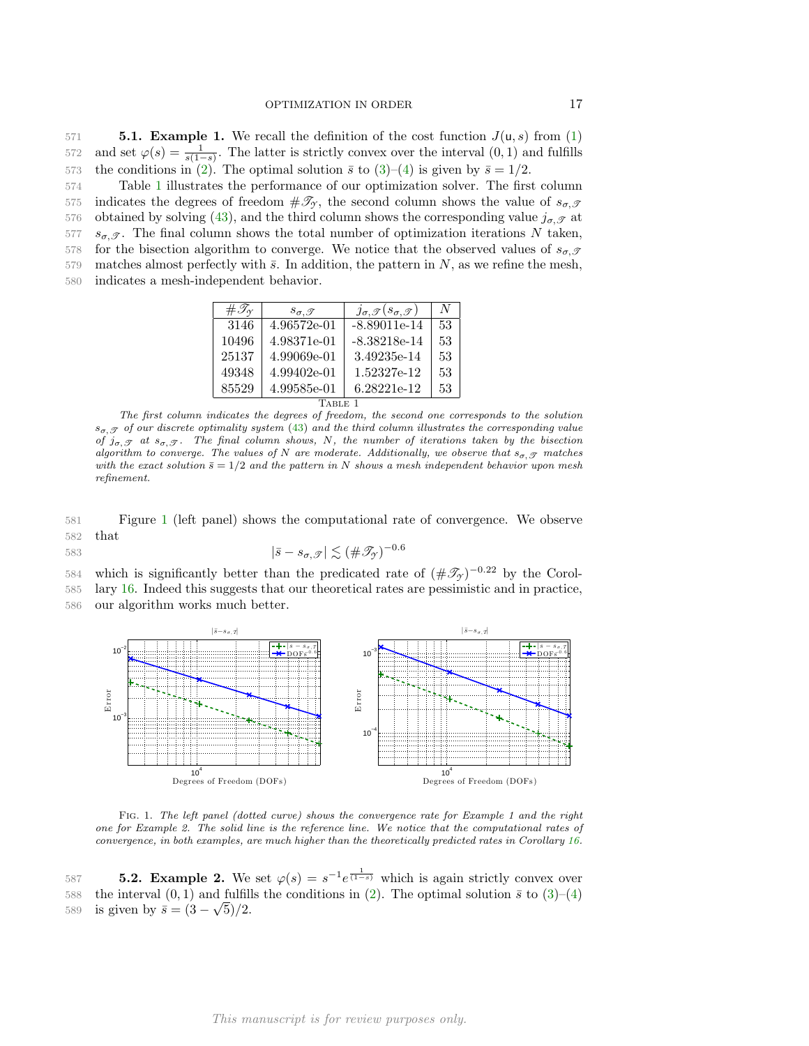**5.1. Example 1.** We recall the definition of the cost function $J(\mathsf{u}, s)$ from (1) and set $\varphi(s) = \frac{1}{s(1-s)}$. The latter is strictly convex over the interval $(0, 1)$ and fulfills the conditions in (2). The optimal solution $\bar{s}$ to (3)–(4) is given by $\bar{s} = 1/2$.

Table 1 illustrates the performance of our optimization solver. The first column indicates the degrees of freedom $\#\mathscr{T}_\mathcal{Y}$, the second column shows the value of $s_{\sigma,\mathscr{T}}$ obtained by solving (43), and the third column shows the corresponding value $j_{\sigma,\mathscr{T}}$ at $s_{\sigma,\mathscr{T}}$. The final column shows the total number of optimization iterations $N$ taken, for the bisection algorithm to converge. We notice that the observed values of $s_{\sigma,\mathscr{T}}$ matches almost perfectly with $\bar{s}$. In addition, the pattern in $N$, as we refine the mesh, indicates a mesh-independent behavior.

| $\#\mathscr{T}_\mathcal{Y}$ | $s_{\sigma,\mathscr{T}}$ | $j_{\sigma,\mathscr{T}}(s_{\sigma,\mathscr{T}})$ | $N$ |
|---|---|---|---|
| 3146 | 4.96572e-01 | -8.89011e-14 | 53 |
| 10496 | 4.98371e-01 | -8.38218e-14 | 53 |
| 25137 | 4.99069e-01 | 3.49235e-14 | 53 |
| 49348 | 4.99402e-01 | 1.52327e-12 | 53 |
| 85529 | 4.99585e-01 | 6.28221e-12 | 53 |

Table 1

*The first column indicates the degrees of freedom, the second one corresponds to the solution $s_{\sigma,\mathscr{T}}$ of our discrete optimality system (43) and the third column illustrates the corresponding value of $j_{\sigma,\mathscr{T}}$ at $s_{\sigma,\mathscr{T}}$. The final column shows, $N$, the number of iterations taken by the bisection algorithm to converge. The values of $N$ are moderate. Additionally, we observe that $s_{\sigma,\mathscr{T}}$ matches with the exact solution $\bar{s} = 1/2$ and the pattern in $N$ shows a mesh independent behavior upon mesh refinement.*

Figure 1 (left panel) shows the computational rate of convergence. We observe that

$$|\bar{s} - s_{\sigma,\mathscr{T}}| \lesssim (\#\mathscr{T}_\mathcal{Y})^{-0.6}$$

which is significantly better than the predicated rate of $(\#\mathscr{T}_\mathcal{Y})^{-0.22}$ by the Corollary 16. Indeed this suggests that our theoretical rates are pessimistic and in practice, our algorithm works much better.

Fig. 1. *The left panel (dotted curve) shows the convergence rate for Example 1 and the right one for Example 2. The solid line is the reference line. We notice that the computational rates of convergence, in both examples, are much higher than the theoretically predicted rates in Corollary 16.*

**5.2. Example 2.** We set $\varphi(s) = s^{-1}e^{\frac{1}{(1-s)}}$ which is again strictly convex over the interval $(0, 1)$ and fulfills the conditions in (2). The optimal solution $\bar{s}$ to (3)–(4) is given by $\bar{s} = (3 - \sqrt{5})/2$.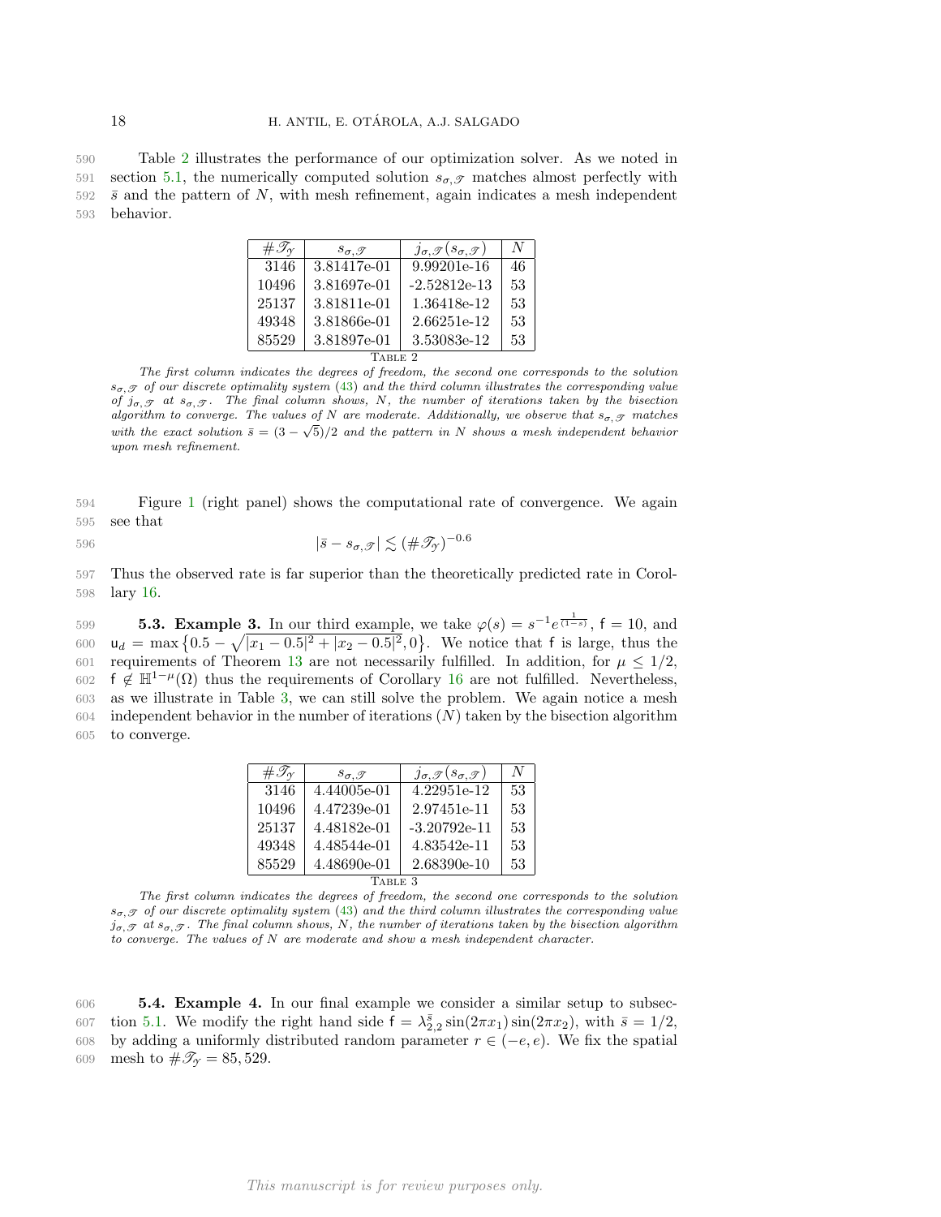Table 2 illustrates the performance of our optimization solver. As we noted in section 5.1, the numerically computed solution $s_{\sigma,\mathscr{T}}$ matches almost perfectly with $\bar{s}$ and the pattern of $N$, with mesh refinement, again indicates a mesh independent behavior.

| $\#\mathscr{T}_{\mathcal{Y}}$ | $s_{\sigma,\mathscr{T}}$ | $j_{\sigma,\mathscr{T}}(s_{\sigma,\mathscr{T}})$ | $N$ |
|---|---|---|---|
| 3146 | 3.81417e-01 | 9.99201e-16 | 46 |
| 10496 | 3.81697e-01 | -2.52812e-13 | 53 |
| 25137 | 3.81811e-01 | 1.36418e-12 | 53 |
| 49348 | 3.81866e-01 | 2.66251e-12 | 53 |
| 85529 | 3.81897e-01 | 3.53083e-12 | 53 |

Table 2

*The first column indicates the degrees of freedom, the second one corresponds to the solution $s_{\sigma,\mathscr{T}}$ of our discrete optimality system (43) and the third column illustrates the corresponding value of $j_{\sigma,\mathscr{T}}$ at $s_{\sigma,\mathscr{T}}$. The final column shows, $N$, the number of iterations taken by the bisection algorithm to converge. The values of $N$ are moderate. Additionally, we observe that $s_{\sigma,\mathscr{T}}$ matches with the exact solution $\bar{s} = (3-\sqrt{5})/2$ and the pattern in $N$ shows a mesh independent behavior upon mesh refinement.*

Figure 1 (right panel) shows the computational rate of convergence. We again see that

$$|\bar{s} - s_{\sigma,\mathscr{T}}| \lesssim (\#\mathscr{T}_{\mathcal{Y}})^{-0.6}$$

Thus the observed rate is far superior than the theoretically predicted rate in Corollary 16.

**5.3. Example 3.** In our third example, we take $\varphi(s) = s^{-1}e^{\frac{1}{(1-s)}}$, $\mathsf{f} = 10$, and $\mathsf{u}_d = \max\left\{0.5 - \sqrt{|x_1 - 0.5|^2 + |x_2 - 0.5|^2}, 0\right\}$. We notice that $\mathsf{f}$ is large, thus the requirements of Theorem 13 are not necessarily fulfilled. In addition, for $\mu \leq 1/2$, $\mathsf{f} \notin \mathbb{H}^{1-\mu}(\Omega)$ thus the requirements of Corollary 16 are not fulfilled. Nevertheless, as we illustrate in Table 3, we can still solve the problem. We again notice a mesh independent behavior in the number of iterations ($N$) taken by the bisection algorithm to converge.

| $\#\mathscr{T}_{\mathcal{Y}}$ | $s_{\sigma,\mathscr{T}}$ | $j_{\sigma,\mathscr{T}}(s_{\sigma,\mathscr{T}})$ | $N$ |
|---|---|---|---|
| 3146 | 4.44005e-01 | 4.22951e-12 | 53 |
| 10496 | 4.47239e-01 | 2.97451e-11 | 53 |
| 25137 | 4.48182e-01 | -3.20792e-11 | 53 |
| 49348 | 4.48544e-01 | 4.83542e-11 | 53 |
| 85529 | 4.48690e-01 | 2.68390e-10 | 53 |

Table 3

*The first column indicates the degrees of freedom, the second one corresponds to the solution $s_{\sigma,\mathscr{T}}$ of our discrete optimality system (43) and the third column illustrates the corresponding value $j_{\sigma,\mathscr{T}}$ at $s_{\sigma,\mathscr{T}}$. The final column shows, $N$, the number of iterations taken by the bisection algorithm to converge. The values of $N$ are moderate and show a mesh independent character.*

**5.4. Example 4.** In our final example we consider a similar setup to subsection 5.1. We modify the right hand side $\mathsf{f} = \lambda_{2,2}^{\bar{s}} \sin(2\pi x_1)\sin(2\pi x_2)$, with $\bar{s} = 1/2$, by adding a uniformly distributed random parameter $r \in (-e, e)$. We fix the spatial mesh to $\#\mathscr{T}_{\mathcal{Y}} = 85,529$.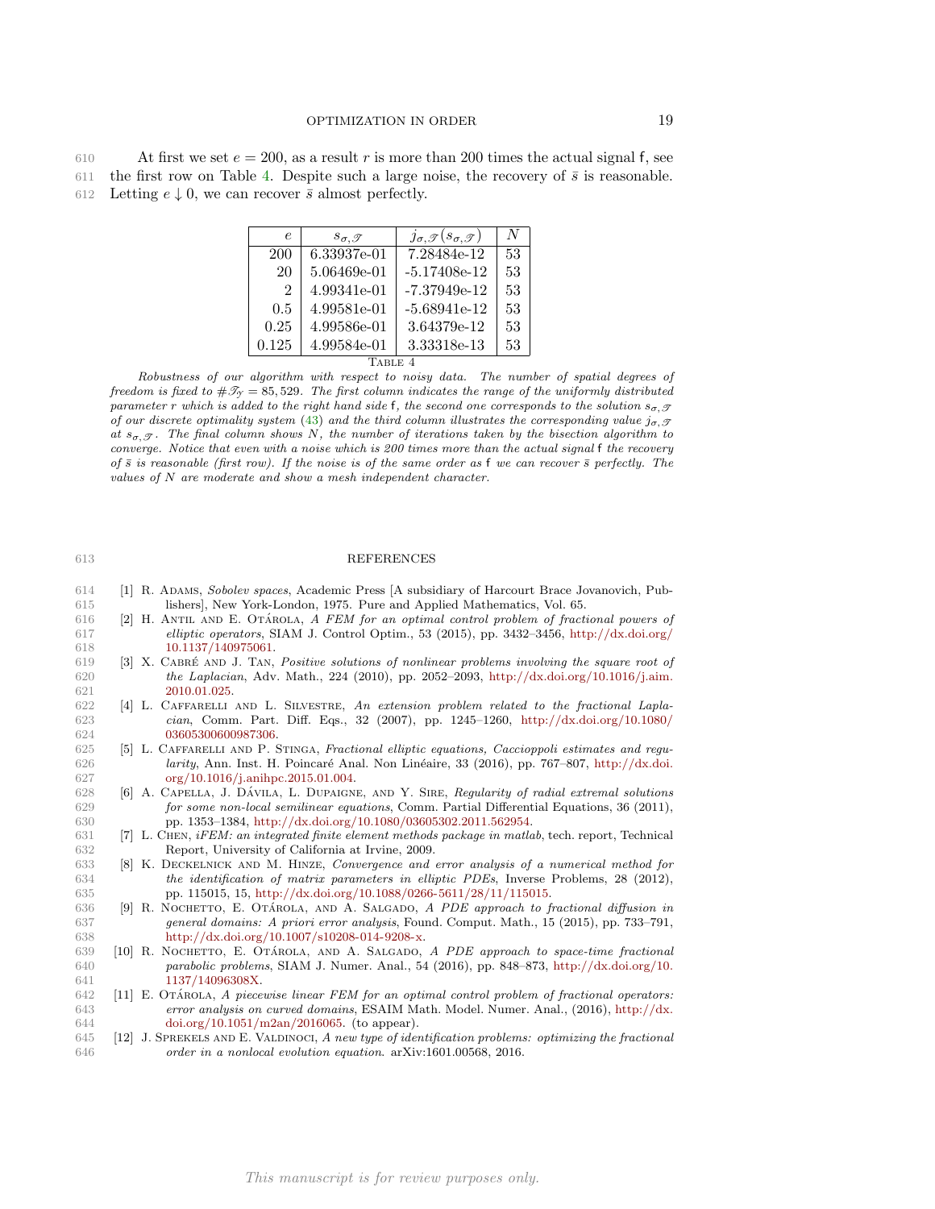At first we set $e = 200$, as a result $r$ is more than 200 times the actual signal $\mathsf{f}$, see the first row on Table 4. Despite such a large noise, the recovery of $\bar{s}$ is reasonable. Letting $e \downarrow 0$, we can recover $\bar{s}$ almost perfectly.

| $e$ | $s_{\sigma,\mathscr{T}}$ | $j_{\sigma,\mathscr{T}}(s_{\sigma,\mathscr{T}})$ | $N$ |
|---|---|---|---|
| 200 | 6.33937e-01 | 7.28484e-12 | 53 |
| 20 | 5.06469e-01 | -5.17408e-12 | 53 |
| 2 | 4.99341e-01 | -7.37949e-12 | 53 |
| 0.5 | 4.99581e-01 | -5.68941e-12 | 53 |
| 0.25 | 4.99586e-01 | 3.64379e-12 | 53 |
| 0.125 | 4.99584e-01 | 3.33318e-13 | 53 |

TABLE 4

*Robustness of our algorithm with respect to noisy data. The number of spatial degrees of freedom is fixed to $\#\mathscr{T}_\mathcal{Y} = 85,529$. The first column indicates the range of the uniformly distributed parameter $r$ which is added to the right hand side $\mathsf{f}$, the second one corresponds to the solution $s_{\sigma,\mathscr{T}}$ of our discrete optimality system (43) and the third column illustrates the corresponding value $j_{\sigma,\mathscr{T}}$ at $s_{\sigma,\mathscr{T}}$. The final column shows $N$, the number of iterations taken by the bisection algorithm to converge. Notice that even with a noise which is 200 times more than the actual signal $\mathsf{f}$ the recovery of $\bar{s}$ is reasonable (first row). If the noise is of the same order as $\mathsf{f}$ we can recover $\bar{s}$ perfectly. The values of $N$ are moderate and show a mesh independent character.*

## REFERENCES

[1] R. Adams, *Sobolev spaces*, Academic Press [A subsidiary of Harcourt Brace Jovanovich, Publishers], New York-London, 1975. Pure and Applied Mathematics, Vol. 65.

[2] H. Antil and E. Otárola, *A FEM for an optimal control problem of fractional powers of elliptic operators*, SIAM J. Control Optim., 53 (2015), pp. 3432–3456, http://dx.doi.org/10.1137/140975061.

[3] X. Cabré and J. Tan, *Positive solutions of nonlinear problems involving the square root of the Laplacian*, Adv. Math., 224 (2010), pp. 2052–2093, http://dx.doi.org/10.1016/j.aim.2010.01.025.

[4] L. Caffarelli and L. Silvestre, *An extension problem related to the fractional Laplacian*, Comm. Part. Diff. Eqs., 32 (2007), pp. 1245–1260, http://dx.doi.org/10.1080/03605300600987306.

[5] L. Caffarelli and P. Stinga, *Fractional elliptic equations, Caccioppoli estimates and regularity*, Ann. Inst. H. Poincaré Anal. Non Linéaire, 33 (2016), pp. 767–807, http://dx.doi.org/10.1016/j.anihpc.2015.01.004.

[6] A. Capella, J. Dávila, L. Dupaigne, and Y. Sire, *Regularity of radial extremal solutions for some non-local semilinear equations*, Comm. Partial Differential Equations, 36 (2011), pp. 1353–1384, http://dx.doi.org/10.1080/03605302.2011.562954.

[7] L. Chen, *iFEM: an integrated finite element methods package in matlab*, tech. report, Technical Report, University of California at Irvine, 2009.

[8] K. Deckelnick and M. Hinze, *Convergence and error analysis of a numerical method for the identification of matrix parameters in elliptic PDEs*, Inverse Problems, 28 (2012), pp. 115015, 15, http://dx.doi.org/10.1088/0266-5611/28/11/115015.

[9] R. Nochetto, E. Otárola, and A. Salgado, *A PDE approach to fractional diffusion in general domains: A priori error analysis*, Found. Comput. Math., 15 (2015), pp. 733–791, http://dx.doi.org/10.1007/s10208-014-9208-x.

[10] R. Nochetto, E. Otárola, and A. Salgado, *A PDE approach to space-time fractional parabolic problems*, SIAM J. Numer. Anal., 54 (2016), pp. 848–873, http://dx.doi.org/10.1137/14096308X.

[11] E. Otárola, *A piecewise linear FEM for an optimal control problem of fractional operators: error analysis on curved domains*, ESAIM Math. Model. Numer. Anal., (2016), http://dx.doi.org/10.1051/m2an/2016065. (to appear).

[12] J. Sprekels and E. Valdinoci, *A new type of identification problems: optimizing the fractional order in a nonlocal evolution equation*. arXiv:1601.00568, 2016.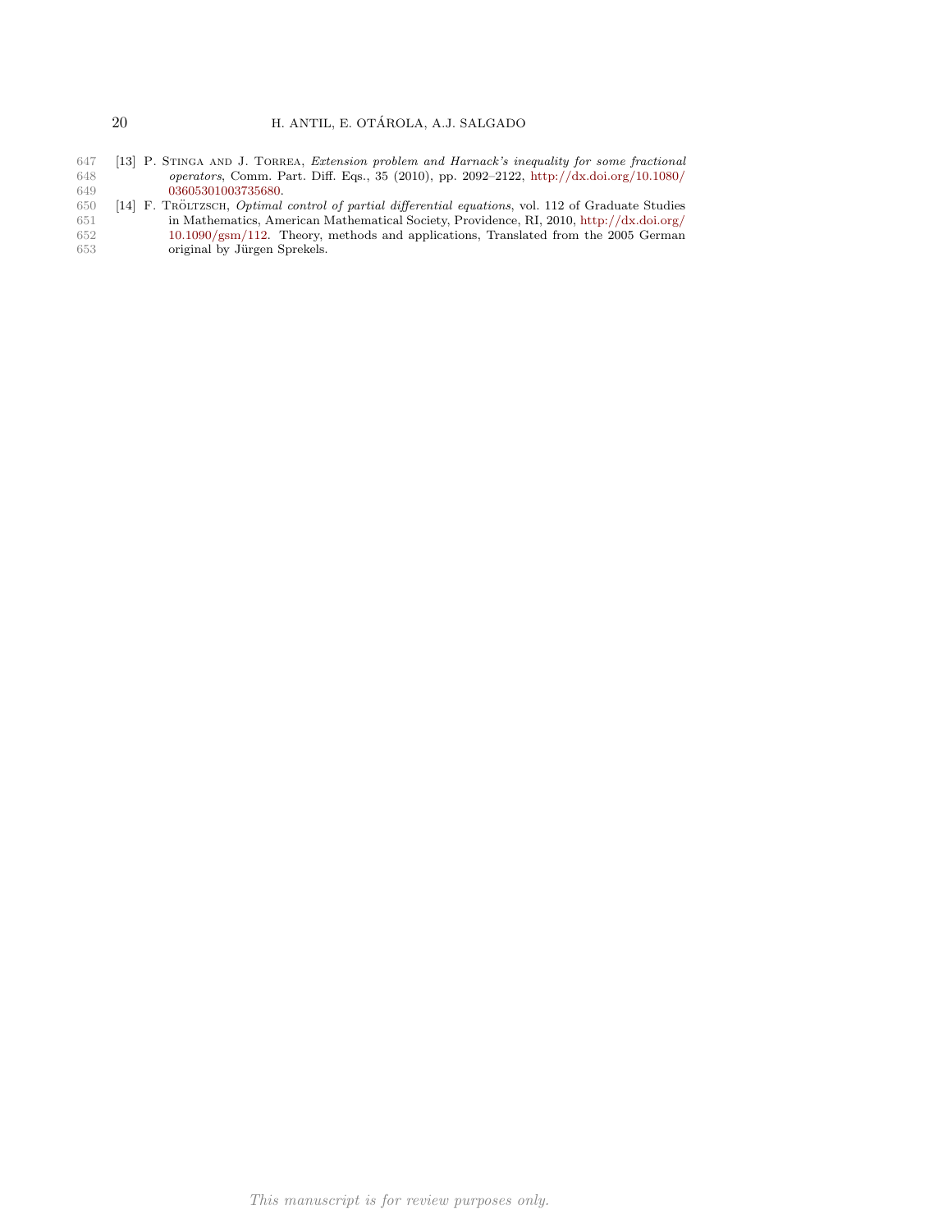[13] P. Stinga and J. Torrea, *Extension problem and Harnack's inequality for some fractional operators*, Comm. Part. Diff. Eqs., 35 (2010), pp. 2092–2122, http://dx.doi.org/10.1080/03605301003735680.

[14] F. Tröltzsch, *Optimal control of partial differential equations*, vol. 112 of Graduate Studies in Mathematics, American Mathematical Society, Providence, RI, 2010, http://dx.doi.org/10.1090/gsm/112. Theory, methods and applications, Translated from the 2005 German original by Jürgen Sprekels.